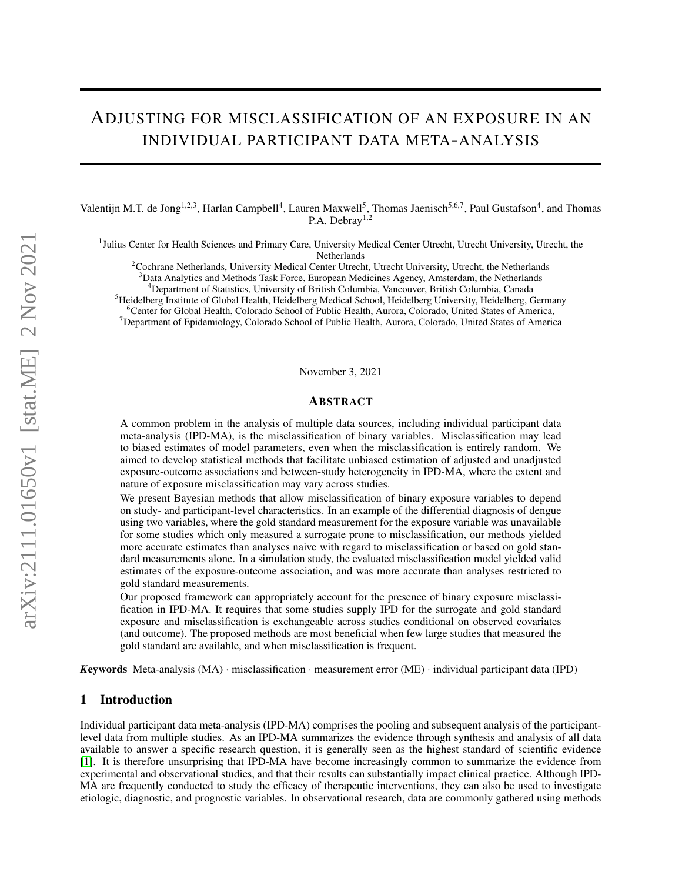# Adjusting for misclassification of an exposure in an individual participant data meta-analysis

Valentijn M.T. de Jong[1,2,3], Harlan Campbell[4], Lauren Maxwell[5], Thomas Jaenisch[5,6,7], Paul Gustafson[4], and Thomas P.A. Debray[1,2]

[1]Julius Center for Health Sciences and Primary Care, University Medical Center Utrecht, Utrecht University, Utrecht, the Netherlands
[2]Cochrane Netherlands, University Medical Center Utrecht, Utrecht University, Utrecht, the Netherlands
[3]Data Analytics and Methods Task Force, European Medicines Agency, Amsterdam, the Netherlands
[4]Department of Statistics, University of British Columbia, Vancouver, British Columbia, Canada
[5]Heidelberg Institute of Global Health, Heidelberg Medical School, Heidelberg University, Heidelberg, Germany
[6]Center for Global Health, Colorado School of Public Health, Aurora, Colorado, United States of America,
[7]Department of Epidemiology, Colorado School of Public Health, Aurora, Colorado, United States of America

November 3, 2021

## Abstract

A common problem in the analysis of multiple data sources, including individual participant data meta-analysis (IPD-MA), is the misclassification of binary variables. Misclassification may lead to biased estimates of model parameters, even when the misclassification is entirely random. We aimed to develop statistical methods that facilitate unbiased estimation of adjusted and unadjusted exposure-outcome associations and between-study heterogeneity in IPD-MA, where the extent and nature of exposure misclassification may vary across studies.

We present Bayesian methods that allow misclassification of binary exposure variables to depend on study- and participant-level characteristics. In an example of the differential diagnosis of dengue using two variables, where the gold standard measurement for the exposure variable was unavailable for some studies which only measured a surrogate prone to misclassification, our methods yielded more accurate estimates than analyses naive with regard to misclassification or based on gold standard measurements alone. In a simulation study, the evaluated misclassification model yielded valid estimates of the exposure-outcome association, and was more accurate than analyses restricted to gold standard measurements.

Our proposed framework can appropriately account for the presence of binary exposure misclassification in IPD-MA. It requires that some studies supply IPD for the surrogate and gold standard exposure and misclassification is exchangeable across studies conditional on observed covariates (and outcome). The proposed methods are most beneficial when few large studies that measured the gold standard are available, and when misclassification is frequent.

***Keywords*** Meta-analysis (MA) · misclassification · measurement error (ME) · individual participant data (IPD)

## 1 Introduction

Individual participant data meta-analysis (IPD-MA) comprises the pooling and subsequent analysis of the participant-level data from multiple studies. As an IPD-MA summarizes the evidence through synthesis and analysis of all data available to answer a specific research question, it is generally seen as the highest standard of scientific evidence [1]. It is therefore unsurprising that IPD-MA have become increasingly common to summarize the evidence from experimental and observational studies, and that their results can substantially impact clinical practice. Although IPD-MA are frequently conducted to study the efficacy of therapeutic interventions, they can also be used to investigate etiologic, diagnostic, and prognostic variables. In observational research, data are commonly gathered using methods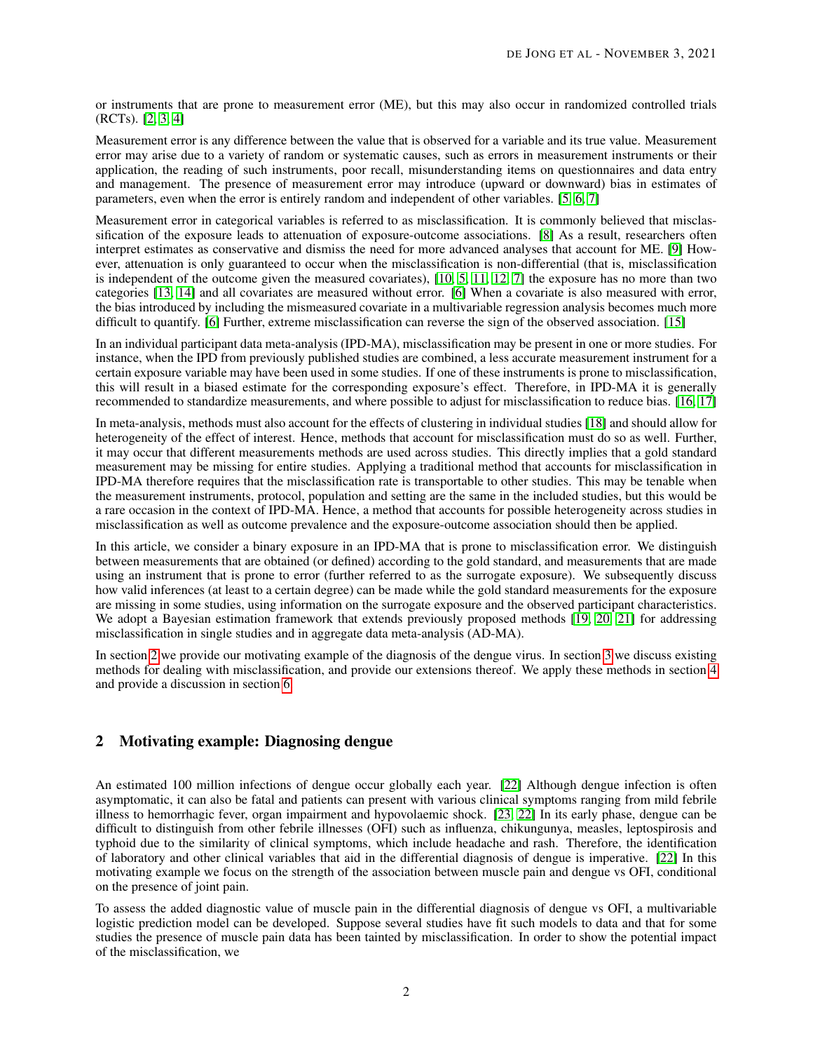or instruments that are prone to measurement error (ME), but this may also occur in randomized controlled trials (RCTs). [2, 3, 4]

Measurement error is any difference between the value that is observed for a variable and its true value. Measurement error may arise due to a variety of random or systematic causes, such as errors in measurement instruments or their application, the reading of such instruments, poor recall, misunderstanding items on questionnaires and data entry and management. The presence of measurement error may introduce (upward or downward) bias in estimates of parameters, even when the error is entirely random and independent of other variables. [5, 6, 7]

Measurement error in categorical variables is referred to as misclassification. It is commonly believed that misclassification of the exposure leads to attenuation of exposure-outcome associations. [8] As a result, researchers often interpret estimates as conservative and dismiss the need for more advanced analyses that account for ME. [9] However, attenuation is only guaranteed to occur when the misclassification is non-differential (that is, misclassification is independent of the outcome given the measured covariates), [10, 5, 11, 12, 7] the exposure has no more than two categories [13, 14] and all covariates are measured without error. [6] When a covariate is also measured with error, the bias introduced by including the mismeasured covariate in a multivariable regression analysis becomes much more difficult to quantify. [6] Further, extreme misclassification can reverse the sign of the observed association. [15]

In an individual participant data meta-analysis (IPD-MA), misclassification may be present in one or more studies. For instance, when the IPD from previously published studies are combined, a less accurate measurement instrument for a certain exposure variable may have been used in some studies. If one of these instruments is prone to misclassification, this will result in a biased estimate for the corresponding exposure's effect. Therefore, in IPD-MA it is generally recommended to standardize measurements, and where possible to adjust for misclassification to reduce bias. [16, 17]

In meta-analysis, methods must also account for the effects of clustering in individual studies [18] and should allow for heterogeneity of the effect of interest. Hence, methods that account for misclassification must do so as well. Further, it may occur that different measurements methods are used across studies. This directly implies that a gold standard measurement may be missing for entire studies. Applying a traditional method that accounts for misclassification in IPD-MA therefore requires that the misclassification rate is transportable to other studies. This may be tenable when the measurement instruments, protocol, population and setting are the same in the included studies, but this would be a rare occasion in the context of IPD-MA. Hence, a method that accounts for possible heterogeneity across studies in misclassification as well as outcome prevalence and the exposure-outcome association should then be applied.

In this article, we consider a binary exposure in an IPD-MA that is prone to misclassification error. We distinguish between measurements that are obtained (or defined) according to the gold standard, and measurements that are made using an instrument that is prone to error (further referred to as the surrogate exposure). We subsequently discuss how valid inferences (at least to a certain degree) can be made while the gold standard measurements for the exposure are missing in some studies, using information on the surrogate exposure and the observed participant characteristics. We adopt a Bayesian estimation framework that extends previously proposed methods [19, 20, 21] for addressing misclassification in single studies and in aggregate data meta-analysis (AD-MA).

In section 2 we provide our motivating example of the diagnosis of the dengue virus. In section 3 we discuss existing methods for dealing with misclassification, and provide our extensions thereof. We apply these methods in section 4 and provide a discussion in section 6.

## 2 Motivating example: Diagnosing dengue

An estimated 100 million infections of dengue occur globally each year. [22] Although dengue infection is often asymptomatic, it can also be fatal and patients can present with various clinical symptoms ranging from mild febrile illness to hemorrhagic fever, organ impairment and hypovolaemic shock. [23, 22] In its early phase, dengue can be difficult to distinguish from other febrile illnesses (OFI) such as influenza, chikungunya, measles, leptospirosis and typhoid due to the similarity of clinical symptoms, which include headache and rash. Therefore, the identification of laboratory and other clinical variables that aid in the differential diagnosis of dengue is imperative. [22] In this motivating example we focus on the strength of the association between muscle pain and dengue vs OFI, conditional on the presence of joint pain.

To assess the added diagnostic value of muscle pain in the differential diagnosis of dengue vs OFI, a multivariable logistic prediction model can be developed. Suppose several studies have fit such models to data and that for some studies the presence of muscle pain data has been tainted by misclassification. In order to show the potential impact of the misclassification, we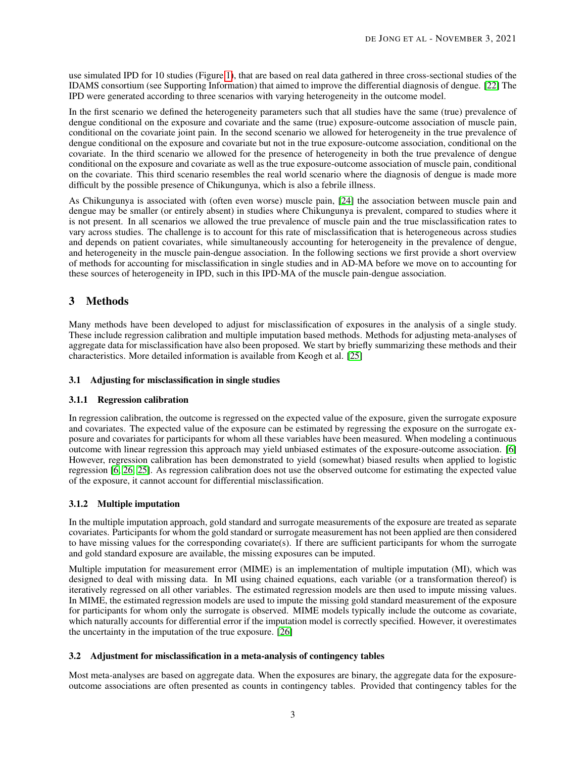use simulated IPD for 10 studies (Figure 1), that are based on real data gathered in three cross-sectional studies of the IDAMS consortium (see Supporting Information) that aimed to improve the differential diagnosis of dengue. [22] The IPD were generated according to three scenarios with varying heterogeneity in the outcome model.

In the first scenario we defined the heterogeneity parameters such that all studies have the same (true) prevalence of dengue conditional on the exposure and covariate and the same (true) exposure-outcome association of muscle pain, conditional on the covariate joint pain. In the second scenario we allowed for heterogeneity in the true prevalence of dengue conditional on the exposure and covariate but not in the true exposure-outcome association, conditional on the covariate. In the third scenario we allowed for the presence of heterogeneity in both the true prevalence of dengue conditional on the exposure and covariate as well as the true exposure-outcome association of muscle pain, conditional on the covariate. This third scenario resembles the real world scenario where the diagnosis of dengue is made more difficult by the possible presence of Chikungunya, which is also a febrile illness.

As Chikungunya is associated with (often even worse) muscle pain, [24] the association between muscle pain and dengue may be smaller (or entirely absent) in studies where Chikungunya is prevalent, compared to studies where it is not present. In all scenarios we allowed the true prevalence of muscle pain and the true misclassification rates to vary across studies. The challenge is to account for this rate of misclassification that is heterogeneous across studies and depends on patient covariates, while simultaneously accounting for heterogeneity in the prevalence of dengue, and heterogeneity in the muscle pain-dengue association. In the following sections we first provide a short overview of methods for accounting for misclassification in single studies and in AD-MA before we move on to accounting for these sources of heterogeneity in IPD, such in this IPD-MA of the muscle pain-dengue association.

# 3 Methods

Many methods have been developed to adjust for misclassification of exposures in the analysis of a single study. These include regression calibration and multiple imputation based methods. Methods for adjusting meta-analyses of aggregate data for misclassification have also been proposed. We start by briefly summarizing these methods and their characteristics. More detailed information is available from Keogh et al. [25]

## 3.1 Adjusting for misclassification in single studies

### 3.1.1 Regression calibration

In regression calibration, the outcome is regressed on the expected value of the exposure, given the surrogate exposure and covariates. The expected value of the exposure can be estimated by regressing the exposure on the surrogate exposure and covariates for participants for whom all these variables have been measured. When modeling a continuous outcome with linear regression this approach may yield unbiased estimates of the exposure-outcome association. [6] However, regression calibration has been demonstrated to yield (somewhat) biased results when applied to logistic regression [6, 26, 25]. As regression calibration does not use the observed outcome for estimating the expected value of the exposure, it cannot account for differential misclassification.

### 3.1.2 Multiple imputation

In the multiple imputation approach, gold standard and surrogate measurements of the exposure are treated as separate covariates. Participants for whom the gold standard or surrogate measurement has not been applied are then considered to have missing values for the corresponding covariate(s). If there are sufficient participants for whom the surrogate and gold standard exposure are available, the missing exposures can be imputed.

Multiple imputation for measurement error (MIME) is an implementation of multiple imputation (MI), which was designed to deal with missing data. In MI using chained equations, each variable (or a transformation thereof) is iteratively regressed on all other variables. The estimated regression models are then used to impute missing values. In MIME, the estimated regression models are used to impute the missing gold standard measurement of the exposure for participants for whom only the surrogate is observed. MIME models typically include the outcome as covariate, which naturally accounts for differential error if the imputation model is correctly specified. However, it overestimates the uncertainty in the imputation of the true exposure. [26]

## 3.2 Adjustment for misclassification in a meta-analysis of contingency tables

Most meta-analyses are based on aggregate data. When the exposures are binary, the aggregate data for the exposure-outcome associations are often presented as counts in contingency tables. Provided that contingency tables for the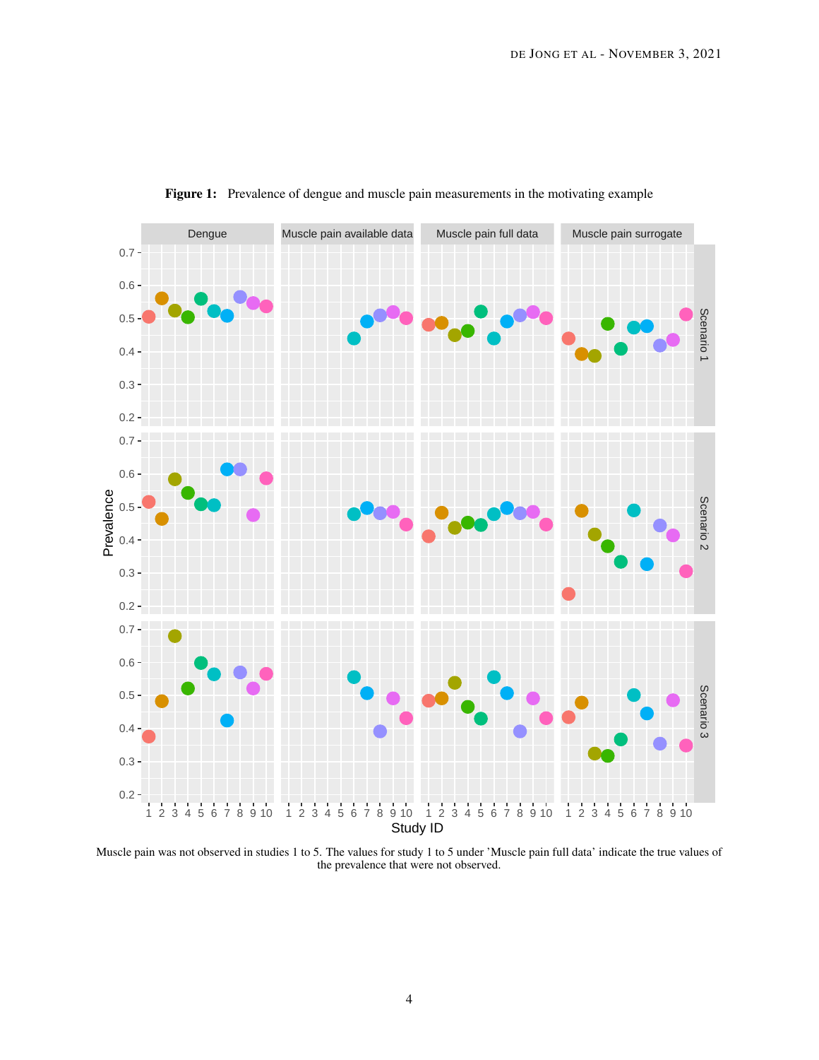**Figure 1:** Prevalence of dengue and muscle pain measurements in the motivating example

Muscle pain was not observed in studies 1 to 5. The values for study 1 to 5 under 'Muscle pain full data' indicate the true values of the prevalence that were not observed.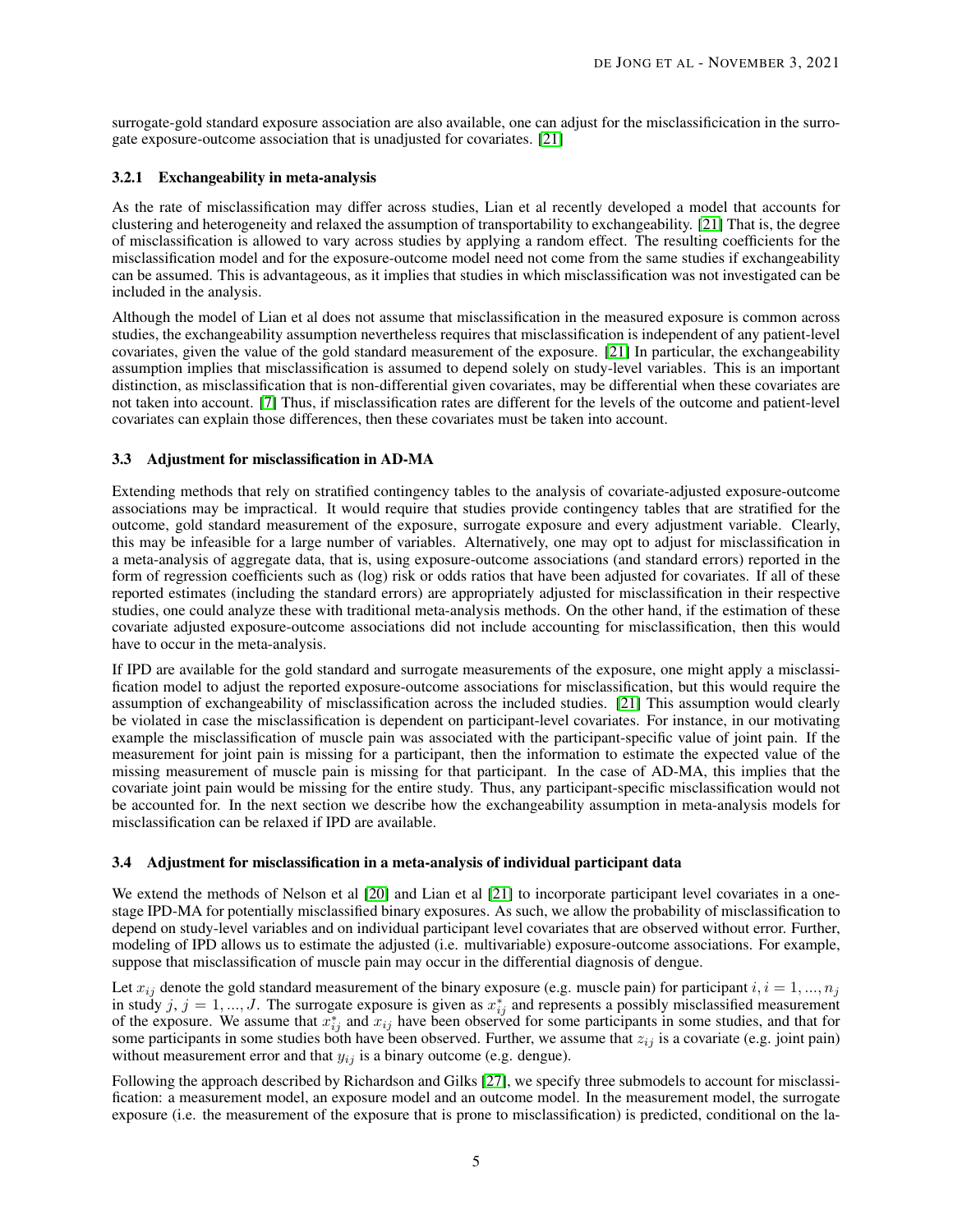surrogate-gold standard exposure association are also available, one can adjust for the misclassificication in the surrogate exposure-outcome association that is unadjusted for covariates. [21]

### 3.2.1 Exchangeability in meta-analysis

As the rate of misclassification may differ across studies, Lian et al recently developed a model that accounts for clustering and heterogeneity and relaxed the assumption of transportability to exchangeability. [21] That is, the degree of misclassification is allowed to vary across studies by applying a random effect. The resulting coefficients for the misclassification model and for the exposure-outcome model need not come from the same studies if exchangeability can be assumed. This is advantageous, as it implies that studies in which misclassification was not investigated can be included in the analysis.

Although the model of Lian et al does not assume that misclassification in the measured exposure is common across studies, the exchangeability assumption nevertheless requires that misclassification is independent of any patient-level covariates, given the value of the gold standard measurement of the exposure. [21] In particular, the exchangeability assumption implies that misclassification is assumed to depend solely on study-level variables. This is an important distinction, as misclassification that is non-differential given covariates, may be differential when these covariates are not taken into account. [7] Thus, if misclassification rates are different for the levels of the outcome and patient-level covariates can explain those differences, then these covariates must be taken into account.

## 3.3 Adjustment for misclassification in AD-MA

Extending methods that rely on stratified contingency tables to the analysis of covariate-adjusted exposure-outcome associations may be impractical. It would require that studies provide contingency tables that are stratified for the outcome, gold standard measurement of the exposure, surrogate exposure and every adjustment variable. Clearly, this may be infeasible for a large number of variables. Alternatively, one may opt to adjust for misclassification in a meta-analysis of aggregate data, that is, using exposure-outcome associations (and standard errors) reported in the form of regression coefficients such as (log) risk or odds ratios that have been adjusted for covariates. If all of these reported estimates (including the standard errors) are appropriately adjusted for misclassification in their respective studies, one could analyze these with traditional meta-analysis methods. On the other hand, if the estimation of these covariate adjusted exposure-outcome associations did not include accounting for misclassification, then this would have to occur in the meta-analysis.

If IPD are available for the gold standard and surrogate measurements of the exposure, one might apply a misclassification model to adjust the reported exposure-outcome associations for misclassification, but this would require the assumption of exchangeability of misclassification across the included studies. [21] This assumption would clearly be violated in case the misclassification is dependent on participant-level covariates. For instance, in our motivating example the misclassification of muscle pain was associated with the participant-specific value of joint pain. If the measurement for joint pain is missing for a participant, then the information to estimate the expected value of the missing measurement of muscle pain is missing for that participant. In the case of AD-MA, this implies that the covariate joint pain would be missing for the entire study. Thus, any participant-specific misclassification would not be accounted for. In the next section we describe how the exchangeability assumption in meta-analysis models for misclassification can be relaxed if IPD are available.

## 3.4 Adjustment for misclassification in a meta-analysis of individual participant data

We extend the methods of Nelson et al [20] and Lian et al [21] to incorporate participant level covariates in a one-stage IPD-MA for potentially misclassified binary exposures. As such, we allow the probability of misclassification to depend on study-level variables and on individual participant level covariates that are observed without error. Further, modeling of IPD allows us to estimate the adjusted (i.e. multivariable) exposure-outcome associations. For example, suppose that misclassification of muscle pain may occur in the differential diagnosis of dengue.

Let $x_{ij}$ denote the gold standard measurement of the binary exposure (e.g. muscle pain) for participant $i, i = 1, ..., n_j$ in study $j$, $j = 1, ..., J$. The surrogate exposure is given as $x^*_{ij}$ and represents a possibly misclassified measurement of the exposure. We assume that $x^*_{ij}$ and $x_{ij}$ have been observed for some participants in some studies, and that for some participants in some studies both have been observed. Further, we assume that $z_{ij}$ is a covariate (e.g. joint pain) without measurement error and that $y_{ij}$ is a binary outcome (e.g. dengue).

Following the approach described by Richardson and Gilks [27], we specify three submodels to account for misclassification: a measurement model, an exposure model and an outcome model. In the measurement model, the surrogate exposure (i.e. the measurement of the exposure that is prone to misclassification) is predicted, conditional on the la-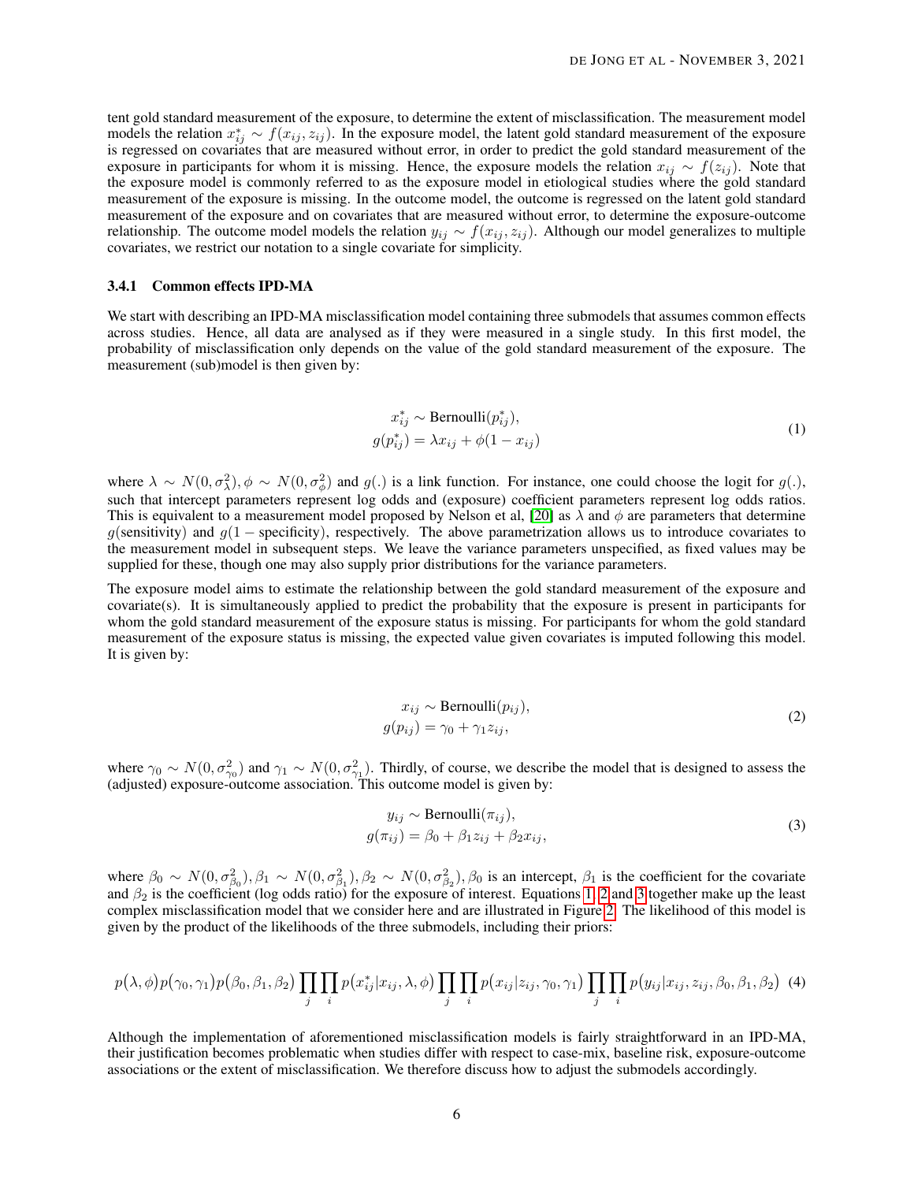tent gold standard measurement of the exposure, to determine the extent of misclassification. The measurement model models the relation $x^*_{ij} \sim f(x_{ij}, z_{ij})$. In the exposure model, the latent gold standard measurement of the exposure is regressed on covariates that are measured without error, in order to predict the gold standard measurement of the exposure in participants for whom it is missing. Hence, the exposure models the relation $x_{ij} \sim f(z_{ij})$. Note that the exposure model is commonly referred to as the exposure model in etiological studies where the gold standard measurement of the exposure is missing. In the outcome model, the outcome is regressed on the latent gold standard measurement of the exposure and on covariates that are measured without error, to determine the exposure-outcome relationship. The outcome model models the relation $y_{ij} \sim f(x_{ij}, z_{ij})$. Although our model generalizes to multiple covariates, we restrict our notation to a single covariate for simplicity.

### 3.4.1 Common effects IPD-MA

We start with describing an IPD-MA misclassification model containing three submodels that assumes common effects across studies. Hence, all data are analysed as if they were measured in a single study. In this first model, the probability of misclassification only depends on the value of the gold standard measurement of the exposure. The measurement (sub)model is then given by:

$$
\begin{aligned}
x^*_{ij} &\sim \text{Bernoulli}(p^*_{ij}), \\
g(p^*_{ij}) &= \lambda x_{ij} + \phi(1 - x_{ij})
\end{aligned}
\tag{1}
$$

where $\lambda \sim N(0, \sigma^2_\lambda), \phi \sim N(0, \sigma^2_\phi)$ and $g(.)$ is a link function. For instance, one could choose the logit for $g(.)$, such that intercept parameters represent log odds and (exposure) coefficient parameters represent log odds ratios. This is equivalent to a measurement model proposed by Nelson et al, [20] as $\lambda$ and $\phi$ are parameters that determine $g(\text{sensitivity})$ and $g(1 - \text{specificity})$, respectively. The above parametrization allows us to introduce covariates to the measurement model in subsequent steps. We leave the variance parameters unspecified, as fixed values may be supplied for these, though one may also supply prior distributions for the variance parameters.

The exposure model aims to estimate the relationship between the gold standard measurement of the exposure and covariate(s). It is simultaneously applied to predict the probability that the exposure is present in participants for whom the gold standard measurement of the exposure status is missing. For participants for whom the gold standard measurement of the exposure status is missing, the expected value given covariates is imputed following this model. It is given by:

$$
\begin{aligned}
x_{ij} &\sim \text{Bernoulli}(p_{ij}), \\
g(p_{ij}) &= \gamma_0 + \gamma_1 z_{ij},
\end{aligned}
\tag{2}
$$

where $\gamma_0 \sim N(0, \sigma^2_{\gamma_0})$ and $\gamma_1 \sim N(0, \sigma^2_{\gamma_1})$. Thirdly, of course, we describe the model that is designed to assess the (adjusted) exposure-outcome association. This outcome model is given by:

$$
\begin{aligned}
y_{ij} &\sim \text{Bernoulli}(\pi_{ij}), \\
g(\pi_{ij}) &= \beta_0 + \beta_1 z_{ij} + \beta_2 x_{ij},
\end{aligned}
\tag{3}
$$

where $\beta_0 \sim N(0, \sigma^2_{\beta_0}), \beta_1 \sim N(0, \sigma^2_{\beta_1}), \beta_2 \sim N(0, \sigma^2_{\beta_2}), \beta_0$ is an intercept, $\beta_1$ is the coefficient for the covariate and $\beta_2$ is the coefficient (log odds ratio) for the exposure of interest. Equations 1, 2 and 3 together make up the least complex misclassification model that we consider here and are illustrated in Figure 2. The likelihood of this model is given by the product of the likelihoods of the three submodels, including their priors:

$$
p(\lambda, \phi) p(\gamma_0, \gamma_1) p(\beta_0, \beta_1, \beta_2) \prod_j \prod_i p(x^*_{ij} | x_{ij}, \lambda, \phi) \prod_j \prod_i p(x_{ij} | z_{ij}, \gamma_0, \gamma_1) \prod_j \prod_i p(y_{ij} | x_{ij}, z_{ij}, \beta_0, \beta_1, \beta_2) \tag{4}
$$

Although the implementation of aforementioned misclassification models is fairly straightforward in an IPD-MA, their justification becomes problematic when studies differ with respect to case-mix, baseline risk, exposure-outcome associations or the extent of misclassification. We therefore discuss how to adjust the submodels accordingly.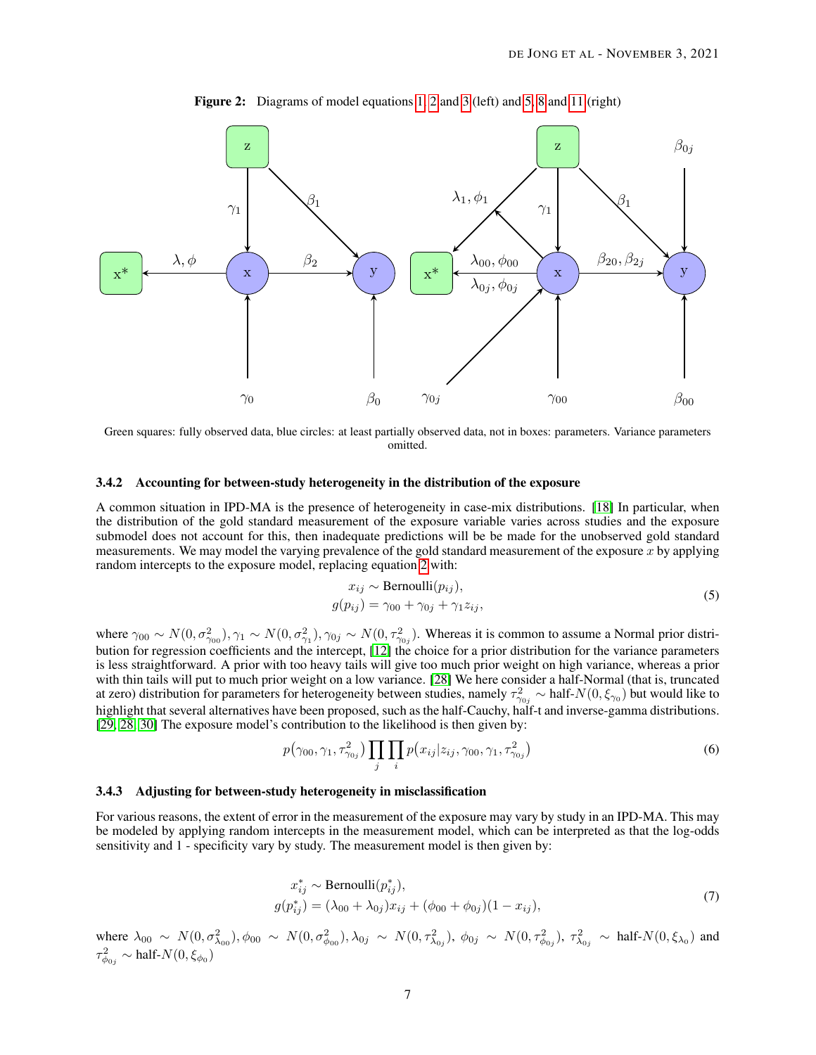**Figure 2:** Diagrams of model equations 1, 2 and 3 (left) and 5, 8 and 11 (right)

Green squares: fully observed data, blue circles: at least partially observed data, not in boxes: parameters. Variance parameters omitted.

### 3.4.2 Accounting for between-study heterogeneity in the distribution of the exposure

A common situation in IPD-MA is the presence of heterogeneity in case-mix distributions. [18] In particular, when the distribution of the gold standard measurement of the exposure variable varies across studies and the exposure submodel does not account for this, then inadequate predictions will be be made for the unobserved gold standard measurements. We may model the varying prevalence of the gold standard measurement of the exposure $x$ by applying random intercepts to the exposure model, replacing equation 2 with:

$$
\begin{aligned}
x_{ij} &\sim \text{Bernoulli}(p_{ij}), \\
g(p_{ij}) &= \gamma_{00} + \gamma_{0j} + \gamma_1 z_{ij},
\end{aligned} \tag{5}
$$

where $\gamma_{00} \sim N(0, \sigma^2_{\gamma_{00}}), \gamma_1 \sim N(0, \sigma^2_{\gamma_1}), \gamma_{0j} \sim N(0, \tau^2_{\gamma_{0j}})$. Whereas it is common to assume a Normal prior distribution for regression coefficients and the intercept, [12] the choice for a prior distribution for the variance parameters is less straightforward. A prior with too heavy tails will give too much prior weight on high variance, whereas a prior with thin tails will put to much prior weight on a low variance. [28] We here consider a half-Normal (that is, truncated at zero) distribution for parameters for heterogeneity between studies, namely $\tau^2_{\gamma_{0j}} \sim \text{half-}N(0, \xi_{\gamma_0})$ but would like to highlight that several alternatives have been proposed, such as the half-Cauchy, half-t and inverse-gamma distributions. [29, 28, 30] The exposure model's contribution to the likelihood is then given by:

$$
p(\gamma_{00}, \gamma_1, \tau^2_{\gamma_{0j}}) \prod_j \prod_i p(x_{ij}|z_{ij}, \gamma_{00}, \gamma_1, \tau^2_{\gamma_{0j}}) \tag{6}
$$

### 3.4.3 Adjusting for between-study heterogeneity in misclassification

For various reasons, the extent of error in the measurement of the exposure may vary by study in an IPD-MA. This may be modeled by applying random intercepts in the measurement model, which can be interpreted as that the log-odds sensitivity and 1 - specificity vary by study. The measurement model is then given by:

$$
\begin{aligned}
x^*_{ij} &\sim \text{Bernoulli}(p^*_{ij}), \\
g(p^*_{ij}) &= (\lambda_{00} + \lambda_{0j})x_{ij} + (\phi_{00} + \phi_{0j})(1 - x_{ij}),
\end{aligned} \tag{7}
$$

where $\lambda_{00} \sim N(0, \sigma^2_{\lambda_{00}}), \phi_{00} \sim N(0, \sigma^2_{\phi_{00}}), \lambda_{0j} \sim N(0, \tau^2_{\lambda_{0j}}),\ \phi_{0j} \sim N(0, \tau^2_{\phi_{0j}}),\ \tau^2_{\lambda_{0j}} \sim \text{half-}N(0, \xi_{\lambda_0})$ and $\tau^2_{\phi_{0j}} \sim \text{half-}N(0, \xi_{\phi_0})$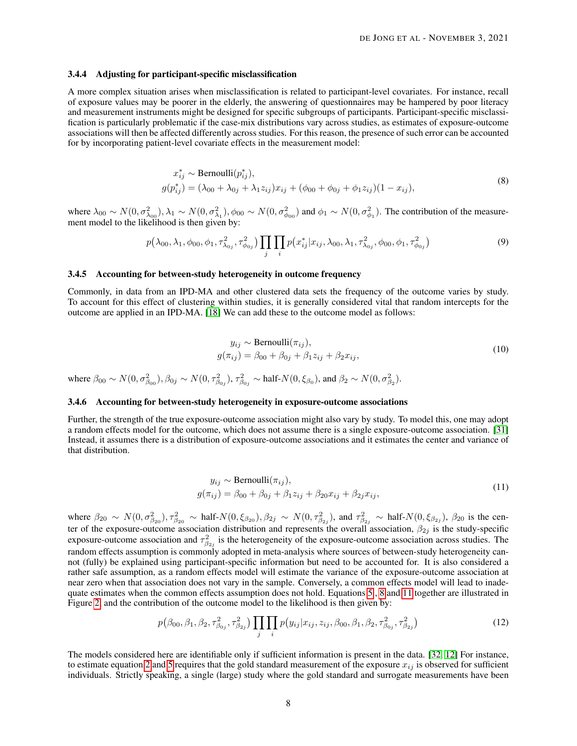### 3.4.4 Adjusting for participant-specific misclassification

A more complex situation arises when misclassification is related to participant-level covariates. For instance, recall of exposure values may be poorer in the elderly, the answering of questionnaires may be hampered by poor literacy and measurement instruments might be designed for specific subgroups of participants. Participant-specific misclassification is particularly problematic if the case-mix distributions vary across studies, as estimates of exposure-outcome associations will then be affected differently across studies. For this reason, the presence of such error can be accounted for by incorporating patient-level covariate effects in the measurement model:

$$
\begin{aligned}
x^*_{ij} &\sim \text{Bernoulli}(p^*_{ij}), \\
g(p^*_{ij}) &= (\lambda_{00} + \lambda_{0j} + \lambda_1 z_{ij})x_{ij} + (\phi_{00} + \phi_{0j} + \phi_1 z_{ij})(1 - x_{ij}),
\end{aligned}
\tag{8}
$$

where $\lambda_{00} \sim N(0, \sigma^2_{\lambda_{00}}), \lambda_1 \sim N(0, \sigma^2_{\lambda_1}), \phi_{00} \sim N(0, \sigma^2_{\phi_{00}})$ and $\phi_1 \sim N(0, \sigma^2_{\phi_1})$. The contribution of the measurement model to the likelihood is then given by:

$$
p\big(\lambda_{00}, \lambda_1, \phi_{00}, \phi_1, \tau^2_{\lambda_{0j}}, \tau^2_{\phi_{0j}}\big) \prod_j \prod_i p\big(x^*_{ij} | x_{ij}, \lambda_{00}, \lambda_1, \tau^2_{\lambda_{0j}}, \phi_{00}, \phi_1, \tau^2_{\phi_{0j}}\big) \tag{9}
$$

### 3.4.5 Accounting for between-study heterogeneity in outcome frequency

Commonly, in data from an IPD-MA and other clustered data sets the frequency of the outcome varies by study. To account for this effect of clustering within studies, it is generally considered vital that random intercepts for the outcome are applied in an IPD-MA. [18] We can add these to the outcome model as follows:

$$
\begin{aligned}
y_{ij} &\sim \text{Bernoulli}(\pi_{ij}), \\
g(\pi_{ij}) &= \beta_{00} + \beta_{0j} + \beta_1 z_{ij} + \beta_2 x_{ij},
\end{aligned}
\tag{10}
$$

where $\beta_{00} \sim N(0, \sigma^2_{\beta_{00}}), \beta_{0j} \sim N(0, \tau^2_{\beta_{0j}}), \tau^2_{\beta_{0j}} \sim \text{half-}N(0, \xi_{\beta_0})$, and $\beta_2 \sim N(0, \sigma^2_{\beta_2})$.

### 3.4.6 Accounting for between-study heterogeneity in exposure-outcome associations

Further, the strength of the true exposure-outcome association might also vary by study. To model this, one may adopt a random effects model for the outcome, which does not assume there is a single exposure-outcome association. [31] Instead, it assumes there is a distribution of exposure-outcome associations and it estimates the center and variance of that distribution.

$$
\begin{aligned}
y_{ij} &\sim \text{Bernoulli}(\pi_{ij}), \\
g(\pi_{ij}) &= \beta_{00} + \beta_{0j} + \beta_1 z_{ij} + \beta_{20} x_{ij} + \beta_{2j} x_{ij},
\end{aligned}
\tag{11}
$$

where $\beta_{20} \sim N(0, \sigma^2_{\beta_{20}}), \tau^2_{\beta_{20}} \sim \text{half-}N(0, \xi_{\beta_{20}}), \beta_{2j} \sim N(0, \tau^2_{\beta_{2j}})$, and $\tau^2_{\beta_{2j}} \sim \text{half-}N(0, \xi_{\beta_{2j}})$, $\beta_{20}$ is the center of the exposure-outcome association distribution and represents the overall association, $\beta_{2j}$ is the study-specific exposure-outcome association and $\tau^2_{\beta_{2j}}$ is the heterogeneity of the exposure-outcome association across studies. The random effects assumption is commonly adopted in meta-analysis where sources of between-study heterogeneity cannot (fully) be explained using participant-specific information but need to be accounted for. It is also considered a rather safe assumption, as a random effects model will estimate the variance of the exposure-outcome association at near zero when that association does not vary in the sample. Conversely, a common effects model will lead to inadequate estimates when the common effects assumption does not hold. Equations 5, 8 and 11 together are illustrated in Figure 2, and the contribution of the outcome model to the likelihood is then given by:

$$
p\big(\beta_{00}, \beta_1, \beta_2, \tau^2_{\beta_{0j}}, \tau^2_{\beta_{2j}}\big) \prod_j \prod_i p\big(y_{ij} | x_{ij}, z_{ij}, \beta_{00}, \beta_1, \beta_2, \tau^2_{\beta_{0j}}, \tau^2_{\beta_{2j}}\big) \tag{12}
$$

The models considered here are identifiable only if sufficient information is present in the data. [32, 12] For instance, to estimate equation 2 and 5 requires that the gold standard measurement of the exposure $x_{ij}$ is observed for sufficient individuals. Strictly speaking, a single (large) study where the gold standard and surrogate measurements have been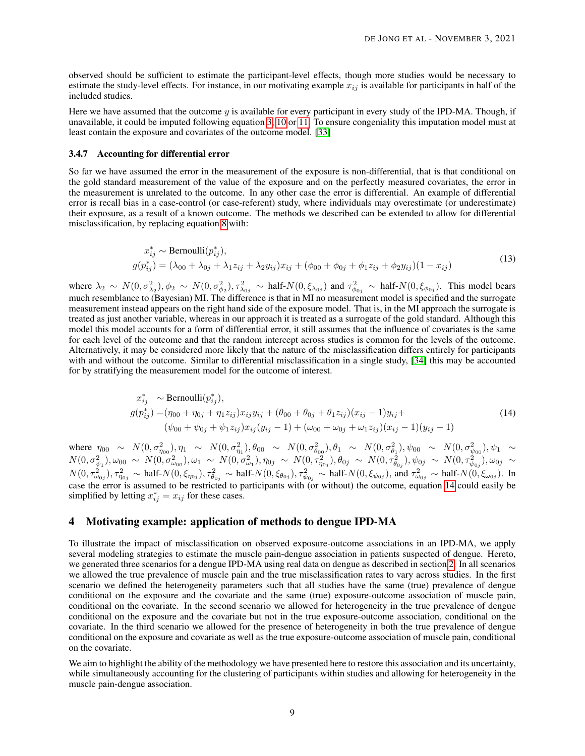observed should be sufficient to estimate the participant-level effects, though more studies would be necessary to estimate the study-level effects. For instance, in our motivating example $x_{ij}$ is available for participants in half of the included studies.

Here we have assumed that the outcome $y$ is available for every participant in every study of the IPD-MA. Though, if unavailable, it could be imputed following equation 3, 10 or 11. To ensure congeniality this imputation model must at least contain the exposure and covariates of the outcome model. [33]

#### 3.4.7 Accounting for differential error

So far we have assumed the error in the measurement of the exposure is non-differential, that is that conditional on the gold standard measurement of the value of the exposure and on the perfectly measured covariates, the error in the measurement is unrelated to the outcome. In any other case the error is differential. An example of differential error is recall bias in a case-control (or case-referent) study, where individuals may overestimate (or underestimate) their exposure, as a result of a known outcome. The methods we described can be extended to allow for differential misclassification, by replacing equation 8 with:

$$
\begin{aligned}
x^*_{ij} &\sim \text{Bernoulli}(p^*_{ij}),\\
g(p^*_{ij}) &= (\lambda_{00} + \lambda_{0j} + \lambda_1 z_{ij} + \lambda_2 y_{ij})x_{ij} + (\phi_{00} + \phi_{0j} + \phi_1 z_{ij} + \phi_2 y_{ij})(1 - x_{ij})
\end{aligned}
\tag{13}
$$

where $\lambda_2 \sim N(0, \sigma^2_{\lambda_2}), \phi_2 \sim N(0, \sigma^2_{\phi_2}), \tau^2_{\lambda_{0j}} \sim \text{half-}N(0, \xi_{\lambda_{0j}})$ and $\tau^2_{\phi_{0j}} \sim \text{half-}N(0, \xi_{\phi_{0j}})$. This model bears much resemblance to (Bayesian) MI. The difference is that in MI no measurement model is specified and the surrogate measurement instead appears on the right hand side of the exposure model. That is, in the MI approach the surrogate is treated as just another variable, whereas in our approach it is treated as a surrogate of the gold standard. Although this model this model accounts for a form of differential error, it still assumes that the influence of covariates is the same for each level of the outcome and that the random intercept across studies is common for the levels of the outcome. Alternatively, it may be considered more likely that the nature of the misclassification differs entirely for participants with and without the outcome. Similar to differential misclassification in a single study, [34] this may be accounted for by stratifying the measurement model for the outcome of interest.

$$
\begin{aligned}
x^*_{ij} &\sim \text{Bernoulli}(p^*_{ij}),\\
g(p^*_{ij}) &= (\eta_{00} + \eta_{0j} + \eta_1 z_{ij})x_{ij}y_{ij} + (\theta_{00} + \theta_{0j} + \theta_1 z_{ij})(x_{ij} - 1)y_{ij} +\\
&\quad (\psi_{00} + \psi_{0j} + \psi_1 z_{ij})x_{ij}(y_{ij} - 1) + (\omega_{00} + \omega_{0j} + \omega_1 z_{ij})(x_{ij} - 1)(y_{ij} - 1)
\end{aligned}
\tag{14}
$$

where $\eta_{00} \sim N(0, \sigma^2_{\eta_{00}}), \eta_1 \sim N(0, \sigma^2_{\eta_1}), \theta_{00} \sim N(0, \sigma^2_{\theta_{00}}), \theta_1 \sim N(0, \sigma^2_{\theta_1}), \psi_{00} \sim N(0, \sigma^2_{\psi_{00}}), \psi_1 \sim N(0, \sigma^2_{\psi_1}), \omega_{00} \sim N(0, \sigma^2_{\omega_{00}}), \omega_1 \sim N(0, \sigma^2_{\omega_1}), \eta_{0j} \sim N(0, \tau^2_{\eta_{0j}}), \theta_{0j} \sim N(0, \tau^2_{\theta_{0j}}), \psi_{0j} \sim N(0, \tau^2_{\psi_{0j}}), \omega_{0j} \sim N(0, \tau^2_{\omega_{0j}}), \tau^2_{\eta_{0j}} \sim \text{half-}N(0, \xi_{\eta_{0j}}), \tau^2_{\theta_{0j}} \sim \text{half-}N(0, \xi_{\theta_{0j}}), \tau^2_{\psi_{0j}} \sim \text{half-}N(0, \xi_{\psi_{0j}})$, and $\tau^2_{\omega_{0j}} \sim \text{half-}N(0, \xi_{\omega_{0j}})$. In case the error is assumed to be restricted to participants with (or without) the outcome, equation 14 could easily be simplified by letting $x^*_{ij} = x_{ij}$ for these cases.

## 4 Motivating example: application of methods to dengue IPD-MA

To illustrate the impact of misclassification on observed exposure-outcome associations in an IPD-MA, we apply several modeling strategies to estimate the muscle pain-dengue association in patients suspected of dengue. Hereto, we generated three scenarios for a dengue IPD-MA using real data on dengue as described in section 2. In all scenarios we allowed the true prevalence of muscle pain and the true misclassification rates to vary across studies. In the first scenario we defined the heterogeneity parameters such that all studies have the same (true) prevalence of dengue conditional on the exposure and the covariate and the same (true) exposure-outcome association of muscle pain, conditional on the covariate. In the second scenario we allowed for heterogeneity in the true prevalence of dengue conditional on the exposure and the covariate but not in the true exposure-outcome association, conditional on the covariate. In the third scenario we allowed for the presence of heterogeneity in both the true prevalence of dengue conditional on the exposure and covariate as well as the true exposure-outcome association of muscle pain, conditional on the covariate.

We aim to highlight the ability of the methodology we have presented here to restore this association and its uncertainty, while simultaneously accounting for the clustering of participants within studies and allowing for heterogeneity in the muscle pain-dengue association.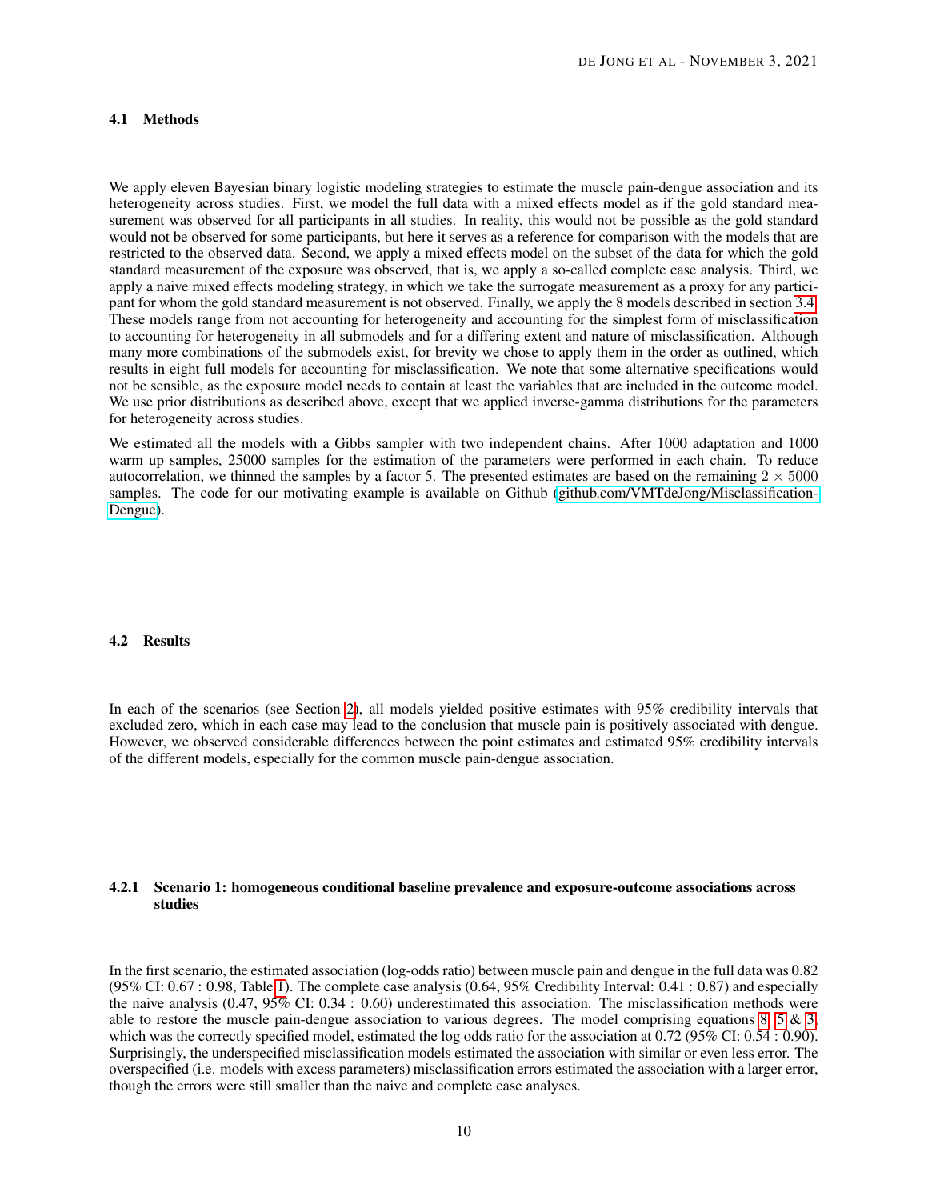### 4.1 Methods

We apply eleven Bayesian binary logistic modeling strategies to estimate the muscle pain-dengue association and its heterogeneity across studies. First, we model the full data with a mixed effects model as if the gold standard measurement was observed for all participants in all studies. In reality, this would not be possible as the gold standard would not be observed for some participants, but here it serves as a reference for comparison with the models that are restricted to the observed data. Second, we apply a mixed effects model on the subset of the data for which the gold standard measurement of the exposure was observed, that is, we apply a so-called complete case analysis. Third, we apply a naive mixed effects modeling strategy, in which we take the surrogate measurement as a proxy for any participant for whom the gold standard measurement is not observed. Finally, we apply the 8 models described in section 3.4. These models range from not accounting for heterogeneity and accounting for the simplest form of misclassification to accounting for heterogeneity in all submodels and for a differing extent and nature of misclassification. Although many more combinations of the submodels exist, for brevity we chose to apply them in the order as outlined, which results in eight full models for accounting for misclassification. We note that some alternative specifications would not be sensible, as the exposure model needs to contain at least the variables that are included in the outcome model. We use prior distributions as described above, except that we applied inverse-gamma distributions for the parameters for heterogeneity across studies.

We estimated all the models with a Gibbs sampler with two independent chains. After 1000 adaptation and 1000 warm up samples, 25000 samples for the estimation of the parameters were performed in each chain. To reduce autocorrelation, we thinned the samples by a factor 5. The presented estimates are based on the remaining $2 \times 5000$ samples. The code for our motivating example is available on Github (github.com/VMTdeJong/Misclassification-Dengue).

### 4.2 Results

In each of the scenarios (see Section 2), all models yielded positive estimates with 95% credibility intervals that excluded zero, which in each case may lead to the conclusion that muscle pain is positively associated with dengue. However, we observed considerable differences between the point estimates and estimated 95% credibility intervals of the different models, especially for the common muscle pain-dengue association.

#### 4.2.1 Scenario 1: homogeneous conditional baseline prevalence and exposure-outcome associations across studies

In the first scenario, the estimated association (log-odds ratio) between muscle pain and dengue in the full data was 0.82 (95% CI: 0.67 : 0.98, Table 1). The complete case analysis (0.64, 95% Credibility Interval: 0.41 : 0.87) and especially the naive analysis (0.47, 95% CI: 0.34 : 0.60) underestimated this association. The misclassification methods were able to restore the muscle pain-dengue association to various degrees. The model comprising equations 8, 5 & 3, which was the correctly specified model, estimated the log odds ratio for the association at 0.72 (95% CI: 0.54 : 0.90). Surprisingly, the underspecified misclassification models estimated the association with similar or even less error. The overspecified (i.e. models with excess parameters) misclassification errors estimated the association with a larger error, though the errors were still smaller than the naive and complete case analyses.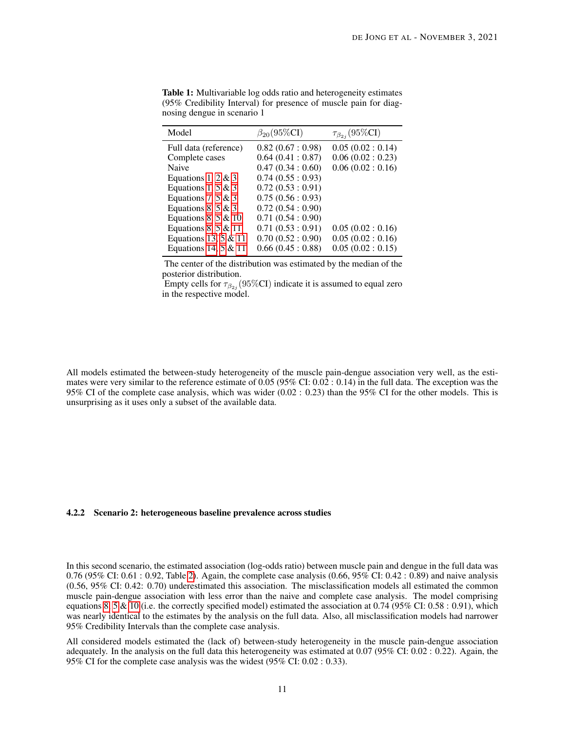**Table 1:** Multivariable log odds ratio and heterogeneity estimates (95% Credibility Interval) for presence of muscle pain for diagnosing dengue in scenario 1

| Model | $\beta_{20}(95\%\text{CI})$ | $\tau_{\beta_{2j}}(95\%\text{CI})$ |
|---|---|---|
| Full data (reference) | 0.82 (0.67 : 0.98) | 0.05 (0.02 : 0.14) |
| Complete cases | 0.64 (0.41 : 0.87) | 0.06 (0.02 : 0.23) |
| Naive | 0.47 (0.34 : 0.60) | 0.06 (0.02 : 0.16) |
| Equations 1, 2 & 3 | 0.74 (0.55 : 0.93) | |
| Equations 1, 5 & 3 | 0.72 (0.53 : 0.91) | |
| Equations 7, 5 & 3 | 0.75 (0.56 : 0.93) | |
| Equations 8, 5 & 3 | 0.72 (0.54 : 0.90) | |
| Equations 8, 5 & 10 | 0.71 (0.54 : 0.90) | |
| Equations 8, 5 & 11 | 0.71 (0.53 : 0.91) | 0.05 (0.02 : 0.16) |
| Equations 13, 5 & 11 | 0.70 (0.52 : 0.90) | 0.05 (0.02 : 0.16) |
| Equations 14, 5 & 11 | 0.66 (0.45 : 0.88) | 0.05 (0.02 : 0.15) |

The center of the distribution was estimated by the median of the posterior distribution.
Empty cells for $\tau_{\beta_{2j}}(95\%\text{CI})$ indicate it is assumed to equal zero in the respective model.

All models estimated the between-study heterogeneity of the muscle pain-dengue association very well, as the estimates were very similar to the reference estimate of 0.05 (95% CI: 0.02 : 0.14) in the full data. The exception was the 95% CI of the complete case analysis, which was wider (0.02 : 0.23) than the 95% CI for the other models. This is unsurprising as it uses only a subset of the available data.

#### 4.2.2 Scenario 2: heterogeneous baseline prevalence across studies

In this second scenario, the estimated association (log-odds ratio) between muscle pain and dengue in the full data was 0.76 (95% CI: 0.61 : 0.92, Table 2). Again, the complete case analysis (0.66, 95% CI: 0.42 : 0.89) and naive analysis (0.56, 95% CI: 0.42: 0.70) underestimated this association. The misclassification models all estimated the common muscle pain-dengue association with less error than the naive and complete case analysis. The model comprising equations 8, 5 & 10 (i.e. the correctly specified model) estimated the association at 0.74 (95% CI: 0.58 : 0.91), which was nearly identical to the estimates by the analysis on the full data. Also, all misclassification models had narrower 95% Credibility Intervals than the complete case analysis.

All considered models estimated the (lack of) between-study heterogeneity in the muscle pain-dengue association adequately. In the analysis on the full data this heterogeneity was estimated at 0.07 (95% CI: 0.02 : 0.22). Again, the 95% CI for the complete case analysis was the widest (95% CI: 0.02 : 0.33).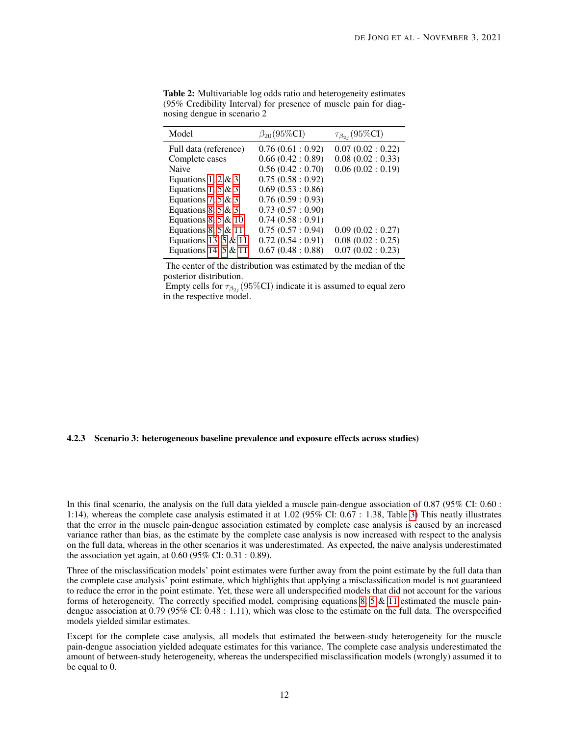**Table 2:** Multivariable log odds ratio and heterogeneity estimates (95% Credibility Interval) for presence of muscle pain for diagnosing dengue in scenario 2

| Model | $\beta_{20}$(95%CI) | $\tau_{\beta_{2j}}$(95%CI) |
|---|---|---|
| Full data (reference) | 0.76 (0.61 : 0.92) | 0.07 (0.02 : 0.22) |
| Complete cases | 0.66 (0.42 : 0.89) | 0.08 (0.02 : 0.33) |
| Naive | 0.56 (0.42 : 0.70) | 0.06 (0.02 : 0.19) |
| Equations 1, 2 & 3 | 0.75 (0.58 : 0.92) | |
| Equations 1, 5 & 3 | 0.69 (0.53 : 0.86) | |
| Equations 7, 5 & 3 | 0.76 (0.59 : 0.93) | |
| Equations 8, 5 & 3 | 0.73 (0.57 : 0.90) | |
| Equations 8, 5 & 10 | 0.74 (0.58 : 0.91) | |
| Equations 8, 5 & 11 | 0.75 (0.57 : 0.94) | 0.09 (0.02 : 0.27) |
| Equations 13, 5 & 11 | 0.72 (0.54 : 0.91) | 0.08 (0.02 : 0.25) |
| Equations 14, 5 & 11 | 0.67 (0.48 : 0.88) | 0.07 (0.02 : 0.23) |

The center of the distribution was estimated by the median of the posterior distribution.
Empty cells for $\tau_{\beta_{2j}}$(95%CI) indicate it is assumed to equal zero in the respective model.

#### 4.2.3 Scenario 3: heterogeneous baseline prevalence and exposure effects across studies)

In this final scenario, the analysis on the full data yielded a muscle pain-dengue association of 0.87 (95% CI: 0.60 : 1:14), whereas the complete case analysis estimated it at 1.02 (95% CI: 0.67 : 1.38, Table 3) This neatly illustrates that the error in the muscle pain-dengue association estimated by complete case analysis is caused by an increased variance rather than bias, as the estimate by the complete case analysis is now increased with respect to the analysis on the full data, whereas in the other scenarios it was underestimated. As expected, the naive analysis underestimated the association yet again, at 0.60 (95% CI: 0.31 : 0.89).

Three of the misclassification models' point estimates were further away from the point estimate by the full data than the complete case analysis' point estimate, which highlights that applying a misclassification model is not guaranteed to reduce the error in the point estimate. Yet, these were all underspecified models that did not account for the various forms of heterogeneity. The correctly specified model, comprising equations 8, 5 & 11 estimated the muscle pain-dengue association at 0.79 (95% CI: 0.48 : 1.11), which was close to the estimate on the full data. The overspecified models yielded similar estimates.

Except for the complete case analysis, all models that estimated the between-study heterogeneity for the muscle pain-dengue association yielded adequate estimates for this variance. The complete case analysis underestimated the amount of between-study heterogeneity, whereas the underspecified misclassification models (wrongly) assumed it to be equal to 0.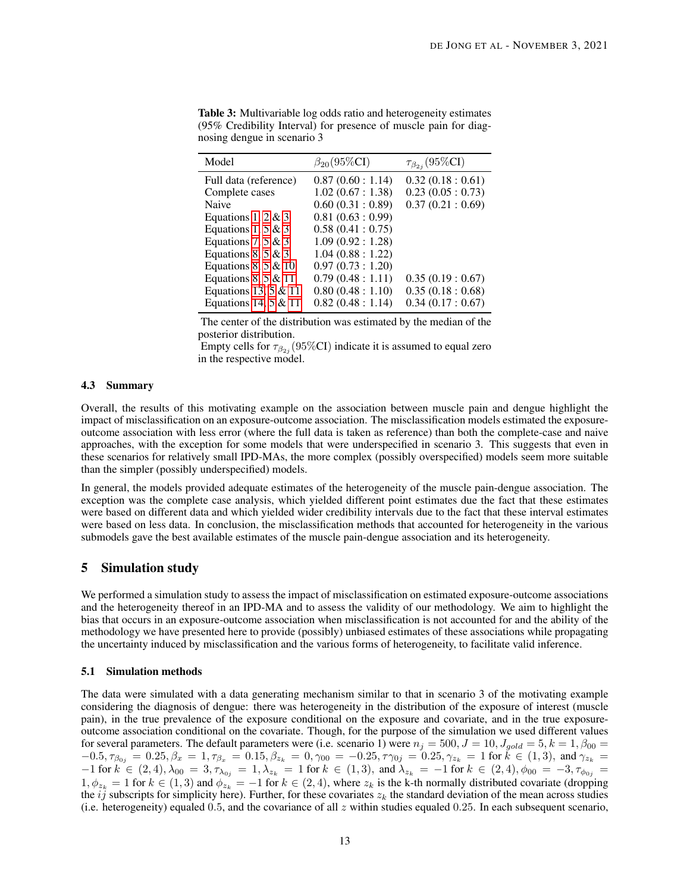**Table 3:** Multivariable log odds ratio and heterogeneity estimates (95% Credibility Interval) for presence of muscle pain for diagnosing dengue in scenario 3

| Model | $\beta_{20}$(95%CI) | $\tau_{\beta_{2j}}$(95%CI) |
|---|---|---|
| Full data (reference) | 0.87 (0.60 : 1.14) | 0.32 (0.18 : 0.61) |
| Complete cases | 1.02 (0.67 : 1.38) | 0.23 (0.05 : 0.73) |
| Naive | 0.60 (0.31 : 0.89) | 0.37 (0.21 : 0.69) |
| Equations 1, 2 & 3 | 0.81 (0.63 : 0.99) | |
| Equations 1, 5 & 3 | 0.58 (0.41 : 0.75) | |
| Equations 7, 5 & 3 | 1.09 (0.92 : 1.28) | |
| Equations 8, 5 & 3 | 1.04 (0.88 : 1.22) | |
| Equations 8, 5 & 10 | 0.97 (0.73 : 1.20) | |
| Equations 8, 5 & 11 | 0.79 (0.48 : 1.11) | 0.35 (0.19 : 0.67) |
| Equations 13, 5 & 11 | 0.80 (0.48 : 1.10) | 0.35 (0.18 : 0.68) |
| Equations 14, 5 & 11 | 0.82 (0.48 : 1.14) | 0.34 (0.17 : 0.67) |

The center of the distribution was estimated by the median of the posterior distribution.
Empty cells for $\tau_{\beta_{2j}}$(95%CI) indicate it is assumed to equal zero in the respective model.

### 4.3 Summary

Overall, the results of this motivating example on the association between muscle pain and dengue highlight the impact of misclassification on an exposure-outcome association. The misclassification models estimated the exposure-outcome association with less error (where the full data is taken as reference) than both the complete-case and naive approaches, with the exception for some models that were underspecified in scenario 3. This suggests that even in these scenarios for relatively small IPD-MAs, the more complex (possibly overspecified) models seem more suitable than the simpler (possibly underspecified) models.

In general, the models provided adequate estimates of the heterogeneity of the muscle pain-dengue association. The exception was the complete case analysis, which yielded different point estimates due the fact that these estimates were based on different data and which yielded wider credibility intervals due to the fact that these interval estimates were based on less data. In conclusion, the misclassification methods that accounted for heterogeneity in the various submodels gave the best available estimates of the muscle pain-dengue association and its heterogeneity.

## 5 Simulation study

We performed a simulation study to assess the impact of misclassification on estimated exposure-outcome associations and the heterogeneity thereof in an IPD-MA and to assess the validity of our methodology. We aim to highlight the bias that occurs in an exposure-outcome association when misclassification is not accounted for and the ability of the methodology we have presented here to provide (possibly) unbiased estimates of these associations while propagating the uncertainty induced by misclassification and the various forms of heterogeneity, to facilitate valid inference.

### 5.1 Simulation methods

The data were simulated with a data generating mechanism similar to that in scenario 3 of the motivating example considering the diagnosis of dengue: there was heterogeneity in the distribution of the exposure of interest (muscle pain), in the true prevalence of the exposure conditional on the exposure and covariate, and in the true exposure-outcome association conditional on the covariate. Though, for the purpose of the simulation we used different values for several parameters. The default parameters were (i.e. scenario 1) were $n_j = 500, J = 10, J_{gold} = 5, k = 1, \beta_{00} = -0.5, \tau_{\beta_{0j}} = 0.25, \beta_x = 1, \tau_{\beta_x} = 0.15, \beta_{z_k} = 0, \gamma_{00} = -0.25, \tau\gamma_{0j} = 0.25, \gamma_{z_k} = 1$ for $k \in (1,3)$, and $\gamma_{z_k} = -1$ for $k \in (2,4), \lambda_{00} = 3, \tau_{\lambda_{0j}} = 1, \lambda_{z_k} = 1$ for $k \in (1,3)$, and $\lambda_{z_k} = -1$ for $k \in (2,4), \phi_{00} = -3, \tau_{\phi_{0j}} = 1, \phi_{z_k} = 1$ for $k \in (1,3)$ and $\phi_{z_k} = -1$ for $k \in (2,4)$, where $z_k$ is the k-th normally distributed covariate (dropping the $ij$ subscripts for simplicity here). Further, for these covariates $z_k$ the standard deviation of the mean across studies (i.e. heterogeneity) equaled 0.5, and the covariance of all $z$ within studies equaled 0.25. In each subsequent scenario,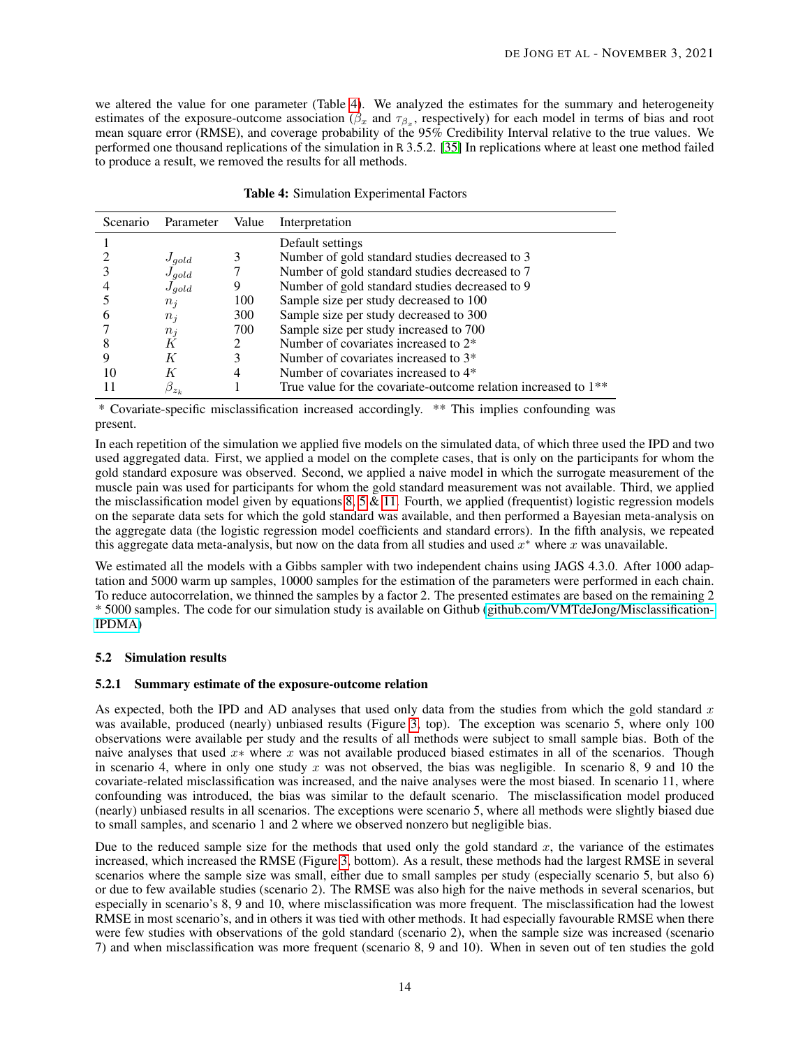we altered the value for one parameter (Table 4). We analyzed the estimates for the summary and heterogeneity estimates of the exposure-outcome association ($\beta_x$ and $\tau_{\beta_x}$, respectively) for each model in terms of bias and root mean square error (RMSE), and coverage probability of the 95% Credibility Interval relative to the true values. We performed one thousand replications of the simulation in R 3.5.2. [35] In replications where at least one method failed to produce a result, we removed the results for all methods.

**Table 4:** Simulation Experimental Factors

| Scenario | Parameter | Value | Interpretation |
|---|---|---|---|
| 1 | | | Default settings |
| 2 | $J_{gold}$ | 3 | Number of gold standard studies decreased to 3 |
| 3 | $J_{gold}$ | 7 | Number of gold standard studies decreased to 7 |
| 4 | $J_{gold}$ | 9 | Number of gold standard studies decreased to 9 |
| 5 | $n_j$ | 100 | Sample size per study decreased to 100 |
| 6 | $n_j$ | 300 | Sample size per study decreased to 300 |
| 7 | $n_j$ | 700 | Sample size per study increased to 700 |
| 8 | $K$ | 2 | Number of covariates increased to 2* |
| 9 | $K$ | 3 | Number of covariates increased to 3* |
| 10 | $K$ | 4 | Number of covariates increased to 4* |
| 11 | $\beta_{z_k}$ | 1 | True value for the covariate-outcome relation increased to 1** |

* Covariate-specific misclassification increased accordingly. ** This implies confounding was present.

In each repetition of the simulation we applied five models on the simulated data, of which three used the IPD and two used aggregated data. First, we applied a model on the complete cases, that is only on the participants for whom the gold standard exposure was observed. Second, we applied a naive model in which the surrogate measurement of the muscle pain was used for participants for whom the gold standard measurement was not available. Third, we applied the misclassification model given by equations 8, 5 & 11. Fourth, we applied (frequentist) logistic regression models on the separate data sets for which the gold standard was available, and then performed a Bayesian meta-analysis on the aggregate data (the logistic regression model coefficients and standard errors). In the fifth analysis, we repeated this aggregate data meta-analysis, but now on the data from all studies and used $x^*$ where $x$ was unavailable.

We estimated all the models with a Gibbs sampler with two independent chains using JAGS 4.3.0. After 1000 adaptation and 5000 warm up samples, 10000 samples for the estimation of the parameters were performed in each chain. To reduce autocorrelation, we thinned the samples by a factor 2. The presented estimates are based on the remaining 2 * 5000 samples. The code for our simulation study is available on Github (github.com/VMTdeJong/Misclassification-IPDMA)

### 5.2 Simulation results

#### 5.2.1 Summary estimate of the exposure-outcome relation

As expected, both the IPD and AD analyses that used only data from the studies from which the gold standard $x$ was available, produced (nearly) unbiased results (Figure 3, top). The exception was scenario 5, where only 100 observations were available per study and the results of all methods were subject to small sample bias. Both of the naive analyses that used $x*$ where $x$ was not available produced biased estimates in all of the scenarios. Though in scenario 4, where in only one study $x$ was not observed, the bias was negligible. In scenario 8, 9 and 10 the covariate-related misclassification was increased, and the naive analyses were the most biased. In scenario 11, where confounding was introduced, the bias was similar to the default scenario. The misclassification model produced (nearly) unbiased results in all scenarios. The exceptions were scenario 5, where all methods were slightly biased due to small samples, and scenario 1 and 2 where we observed nonzero but negligible bias.

Due to the reduced sample size for the methods that used only the gold standard $x$, the variance of the estimates increased, which increased the RMSE (Figure 3, bottom). As a result, these methods had the largest RMSE in several scenarios where the sample size was small, either due to small samples per study (especially scenario 5, but also 6) or due to few available studies (scenario 2). The RMSE was also high for the naive methods in several scenarios, but especially in scenario's 8, 9 and 10, where misclassification was more frequent. The misclassification had the lowest RMSE in most scenario's, and in others it was tied with other methods. It had especially favourable RMSE when there were few studies with observations of the gold standard (scenario 2), when the sample size was increased (scenario 7) and when misclassification was more frequent (scenario 8, 9 and 10). When in seven out of ten studies the gold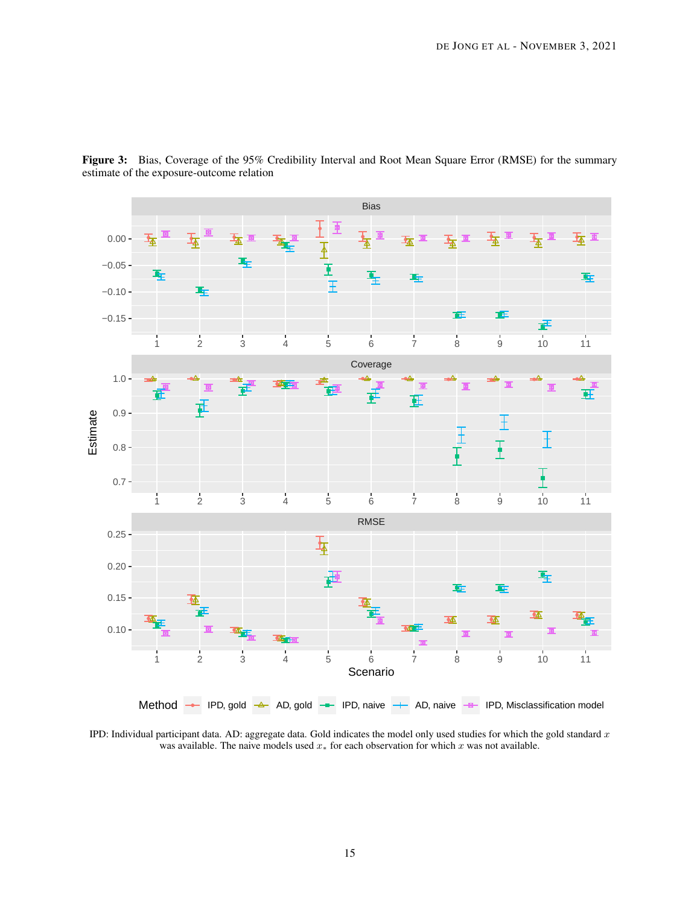**Figure 3:** Bias, Coverage of the 95% Credibility Interval and Root Mean Square Error (RMSE) for the summary estimate of the exposure-outcome relation

IPD: Individual participant data. AD: aggregate data. Gold indicates the model only used studies for which the gold standard $x$ was available. The naive models used $x_*$ for each observation for which $x$ was not available.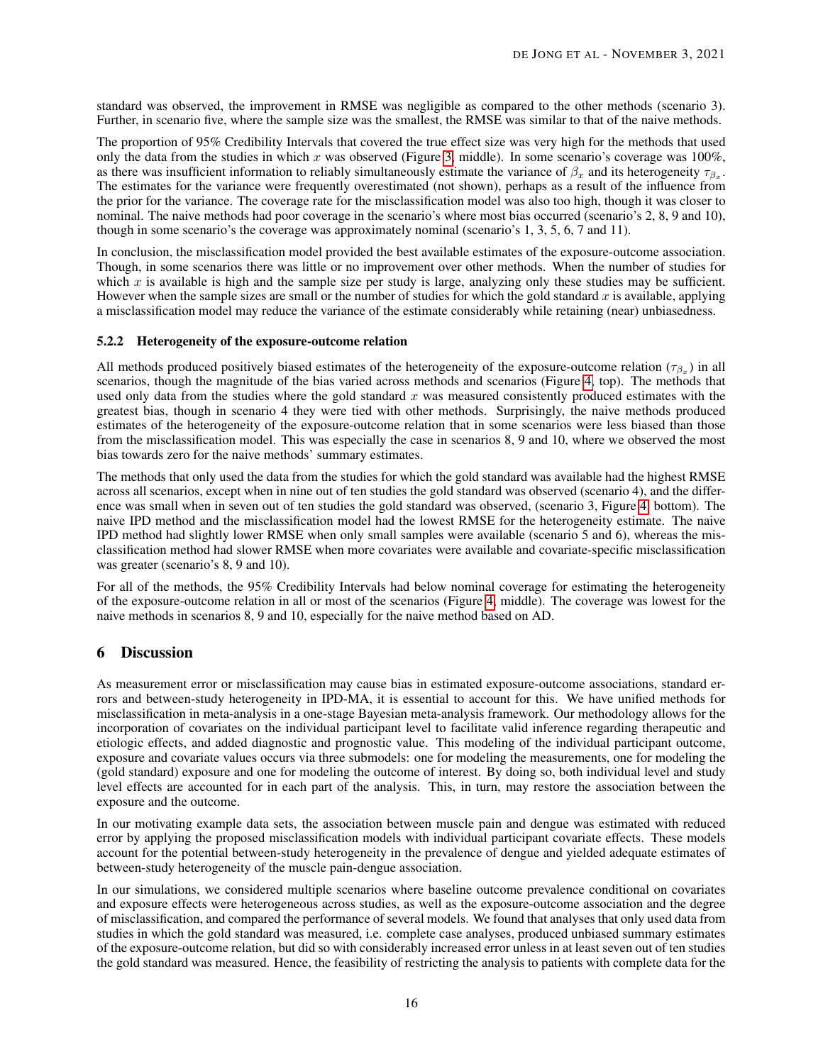standard was observed, the improvement in RMSE was negligible as compared to the other methods (scenario 3). Further, in scenario five, where the sample size was the smallest, the RMSE was similar to that of the naive methods.

The proportion of 95% Credibility Intervals that covered the true effect size was very high for the methods that used only the data from the studies in which $x$ was observed (Figure 3, middle). In some scenario's coverage was 100%, as there was insufficient information to reliably simultaneously estimate the variance of $\beta_x$ and its heterogeneity $\tau_{\beta_x}$. The estimates for the variance were frequently overestimated (not shown), perhaps as a result of the influence from the prior for the variance. The coverage rate for the misclassification model was also too high, though it was closer to nominal. The naive methods had poor coverage in the scenario's where most bias occurred (scenario's 2, 8, 9 and 10), though in some scenario's the coverage was approximately nominal (scenario's 1, 3, 5, 6, 7 and 11).

In conclusion, the misclassification model provided the best available estimates of the exposure-outcome association. Though, in some scenarios there was little or no improvement over other methods. When the number of studies for which $x$ is available is high and the sample size per study is large, analyzing only these studies may be sufficient. However when the sample sizes are small or the number of studies for which the gold standard $x$ is available, applying a misclassification model may reduce the variance of the estimate considerably while retaining (near) unbiasedness.

#### 5.2.2 Heterogeneity of the exposure-outcome relation

All methods produced positively biased estimates of the heterogeneity of the exposure-outcome relation ($\tau_{\beta_x}$) in all scenarios, though the magnitude of the bias varied across methods and scenarios (Figure 4, top). The methods that used only data from the studies where the gold standard $x$ was measured consistently produced estimates with the greatest bias, though in scenario 4 they were tied with other methods. Surprisingly, the naive methods produced estimates of the heterogeneity of the exposure-outcome relation that in some scenarios were less biased than those from the misclassification model. This was especially the case in scenarios 8, 9 and 10, where we observed the most bias towards zero for the naive methods' summary estimates.

The methods that only used the data from the studies for which the gold standard was available had the highest RMSE across all scenarios, except when in nine out of ten studies the gold standard was observed (scenario 4), and the difference was small when in seven out of ten studies the gold standard was observed, (scenario 3, Figure 4, bottom). The naive IPD method and the misclassification model had the lowest RMSE for the heterogeneity estimate. The naive IPD method had slightly lower RMSE when only small samples were available (scenario 5 and 6), whereas the misclassification method had slower RMSE when more covariates were available and covariate-specific misclassification was greater (scenario's 8, 9 and 10).

For all of the methods, the 95% Credibility Intervals had below nominal coverage for estimating the heterogeneity of the exposure-outcome relation in all or most of the scenarios (Figure 4, middle). The coverage was lowest for the naive methods in scenarios 8, 9 and 10, especially for the naive method based on AD.

## 6 Discussion

As measurement error or misclassification may cause bias in estimated exposure-outcome associations, standard errors and between-study heterogeneity in IPD-MA, it is essential to account for this. We have unified methods for misclassification in meta-analysis in a one-stage Bayesian meta-analysis framework. Our methodology allows for the incorporation of covariates on the individual participant level to facilitate valid inference regarding therapeutic and etiologic effects, and added diagnostic and prognostic value. This modeling of the individual participant outcome, exposure and covariate values occurs via three submodels: one for modeling the measurements, one for modeling the (gold standard) exposure and one for modeling the outcome of interest. By doing so, both individual level and study level effects are accounted for in each part of the analysis. This, in turn, may restore the association between the exposure and the outcome.

In our motivating example data sets, the association between muscle pain and dengue was estimated with reduced error by applying the proposed misclassification models with individual participant covariate effects. These models account for the potential between-study heterogeneity in the prevalence of dengue and yielded adequate estimates of between-study heterogeneity of the muscle pain-dengue association.

In our simulations, we considered multiple scenarios where baseline outcome prevalence conditional on covariates and exposure effects were heterogeneous across studies, as well as the exposure-outcome association and the degree of misclassification, and compared the performance of several models. We found that analyses that only used data from studies in which the gold standard was measured, i.e. complete case analyses, produced unbiased summary estimates of the exposure-outcome relation, but did so with considerably increased error unless in at least seven out of ten studies the gold standard was measured. Hence, the feasibility of restricting the analysis to patients with complete data for the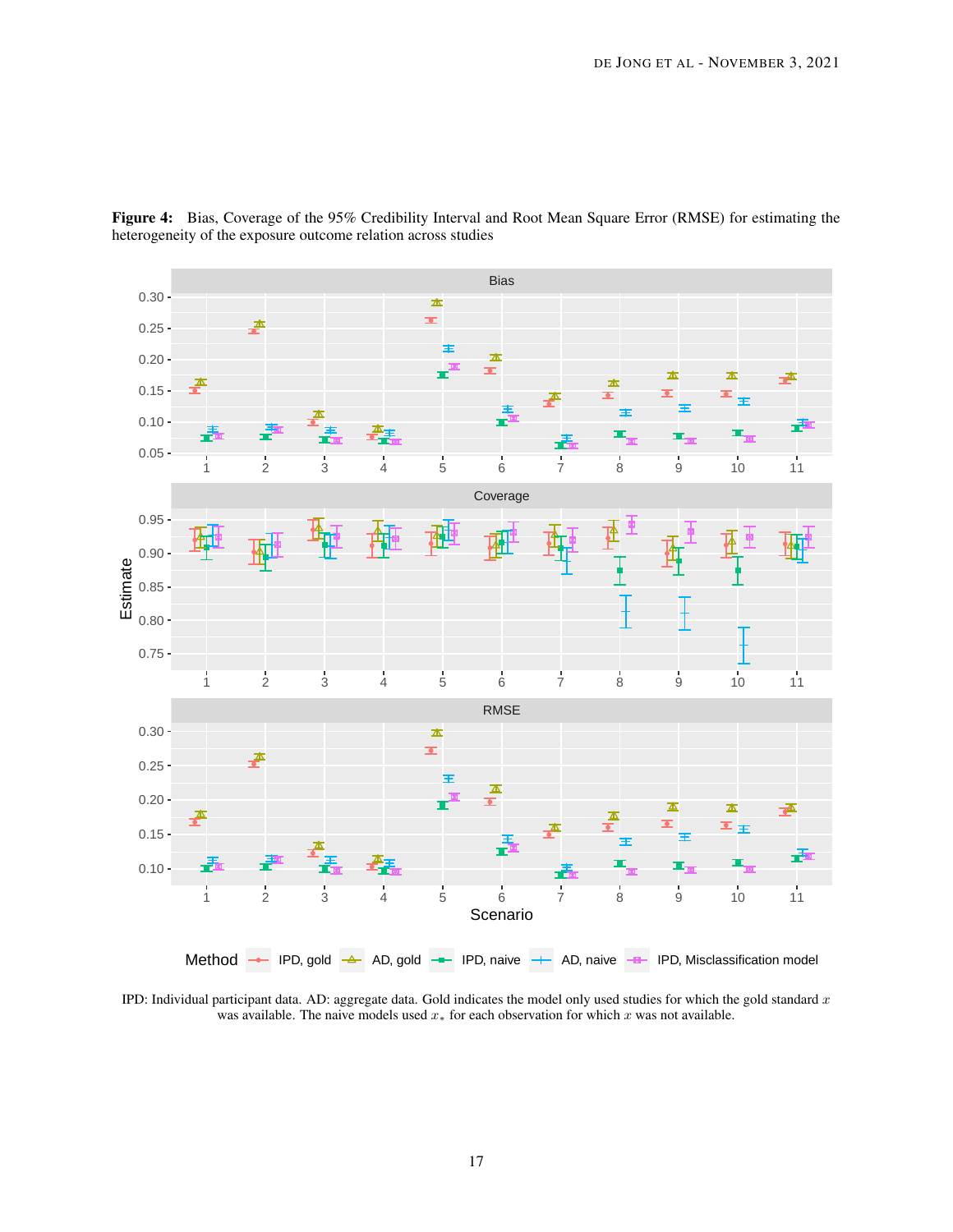**Figure 4:** Bias, Coverage of the 95% Credibility Interval and Root Mean Square Error (RMSE) for estimating the heterogeneity of the exposure outcome relation across studies

IPD: Individual participant data. AD: aggregate data. Gold indicates the model only used studies for which the gold standard $x$ was available. The naive models used $x_*$ for each observation for which $x$ was not available.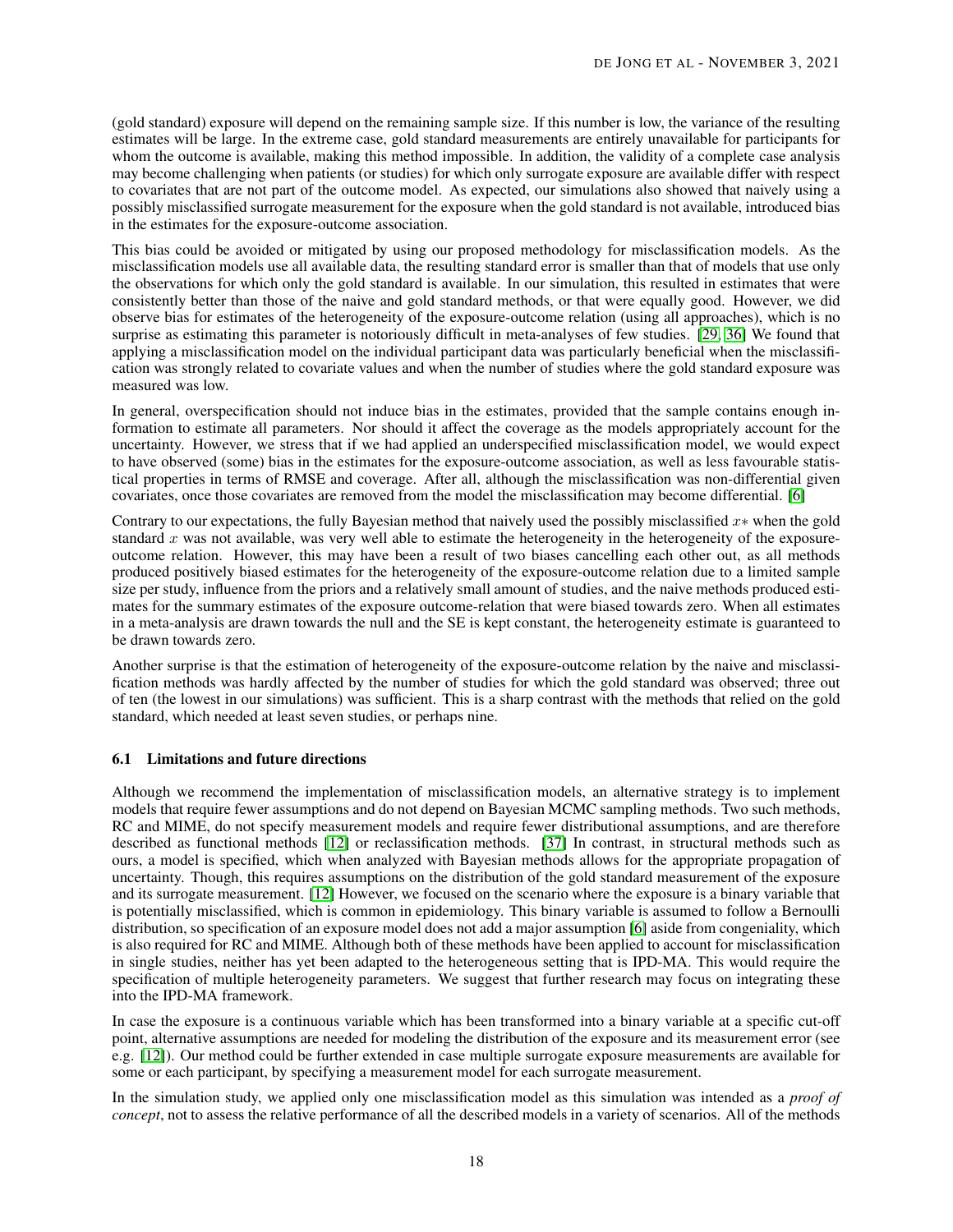(gold standard) exposure will depend on the remaining sample size. If this number is low, the variance of the resulting estimates will be large. In the extreme case, gold standard measurements are entirely unavailable for participants for whom the outcome is available, making this method impossible. In addition, the validity of a complete case analysis may become challenging when patients (or studies) for which only surrogate exposure are available differ with respect to covariates that are not part of the outcome model. As expected, our simulations also showed that naively using a possibly misclassified surrogate measurement for the exposure when the gold standard is not available, introduced bias in the estimates for the exposure-outcome association.

This bias could be avoided or mitigated by using our proposed methodology for misclassification models. As the misclassification models use all available data, the resulting standard error is smaller than that of models that use only the observations for which only the gold standard is available. In our simulation, this resulted in estimates that were consistently better than those of the naive and gold standard methods, or that were equally good. However, we did observe bias for estimates of the heterogeneity of the exposure-outcome relation (using all approaches), which is no surprise as estimating this parameter is notoriously difficult in meta-analyses of few studies. [29, 36] We found that applying a misclassification model on the individual participant data was particularly beneficial when the misclassification was strongly related to covariate values and when the number of studies where the gold standard exposure was measured was low.

In general, overspecification should not induce bias in the estimates, provided that the sample contains enough information to estimate all parameters. Nor should it affect the coverage as the models appropriately account for the uncertainty. However, we stress that if we had applied an underspecified misclassification model, we would expect to have observed (some) bias in the estimates for the exposure-outcome association, as well as less favourable statistical properties in terms of RMSE and coverage. After all, although the misclassification was non-differential given covariates, once those covariates are removed from the model the misclassification may become differential. [6]

Contrary to our expectations, the fully Bayesian method that naively used the possibly misclassified $x*$ when the gold standard $x$ was not available, was very well able to estimate the heterogeneity in the heterogeneity of the exposure-outcome relation. However, this may have been a result of two biases cancelling each other out, as all methods produced positively biased estimates for the heterogeneity of the exposure-outcome relation due to a limited sample size per study, influence from the priors and a relatively small amount of studies, and the naive methods produced estimates for the summary estimates of the exposure outcome-relation that were biased towards zero. When all estimates in a meta-analysis are drawn towards the null and the SE is kept constant, the heterogeneity estimate is guaranteed to be drawn towards zero.

Another surprise is that the estimation of heterogeneity of the exposure-outcome relation by the naive and misclassification methods was hardly affected by the number of studies for which the gold standard was observed; three out of ten (the lowest in our simulations) was sufficient. This is a sharp contrast with the methods that relied on the gold standard, which needed at least seven studies, or perhaps nine.

### 6.1 Limitations and future directions

Although we recommend the implementation of misclassification models, an alternative strategy is to implement models that require fewer assumptions and do not depend on Bayesian MCMC sampling methods. Two such methods, RC and MIME, do not specify measurement models and require fewer distributional assumptions, and are therefore described as functional methods [12] or reclassification methods. [37] In contrast, in structural methods such as ours, a model is specified, which when analyzed with Bayesian methods allows for the appropriate propagation of uncertainty. Though, this requires assumptions on the distribution of the gold standard measurement of the exposure and its surrogate measurement. [12] However, we focused on the scenario where the exposure is a binary variable that is potentially misclassified, which is common in epidemiology. This binary variable is assumed to follow a Bernoulli distribution, so specification of an exposure model does not add a major assumption [6] aside from congeniality, which is also required for RC and MIME. Although both of these methods have been applied to account for misclassification in single studies, neither has yet been adapted to the heterogeneous setting that is IPD-MA. This would require the specification of multiple heterogeneity parameters. We suggest that further research may focus on integrating these into the IPD-MA framework.

In case the exposure is a continuous variable which has been transformed into a binary variable at a specific cut-off point, alternative assumptions are needed for modeling the distribution of the exposure and its measurement error (see e.g. [12]). Our method could be further extended in case multiple surrogate exposure measurements are available for some or each participant, by specifying a measurement model for each surrogate measurement.

In the simulation study, we applied only one misclassification model as this simulation was intended as a *proof of concept*, not to assess the relative performance of all the described models in a variety of scenarios. All of the methods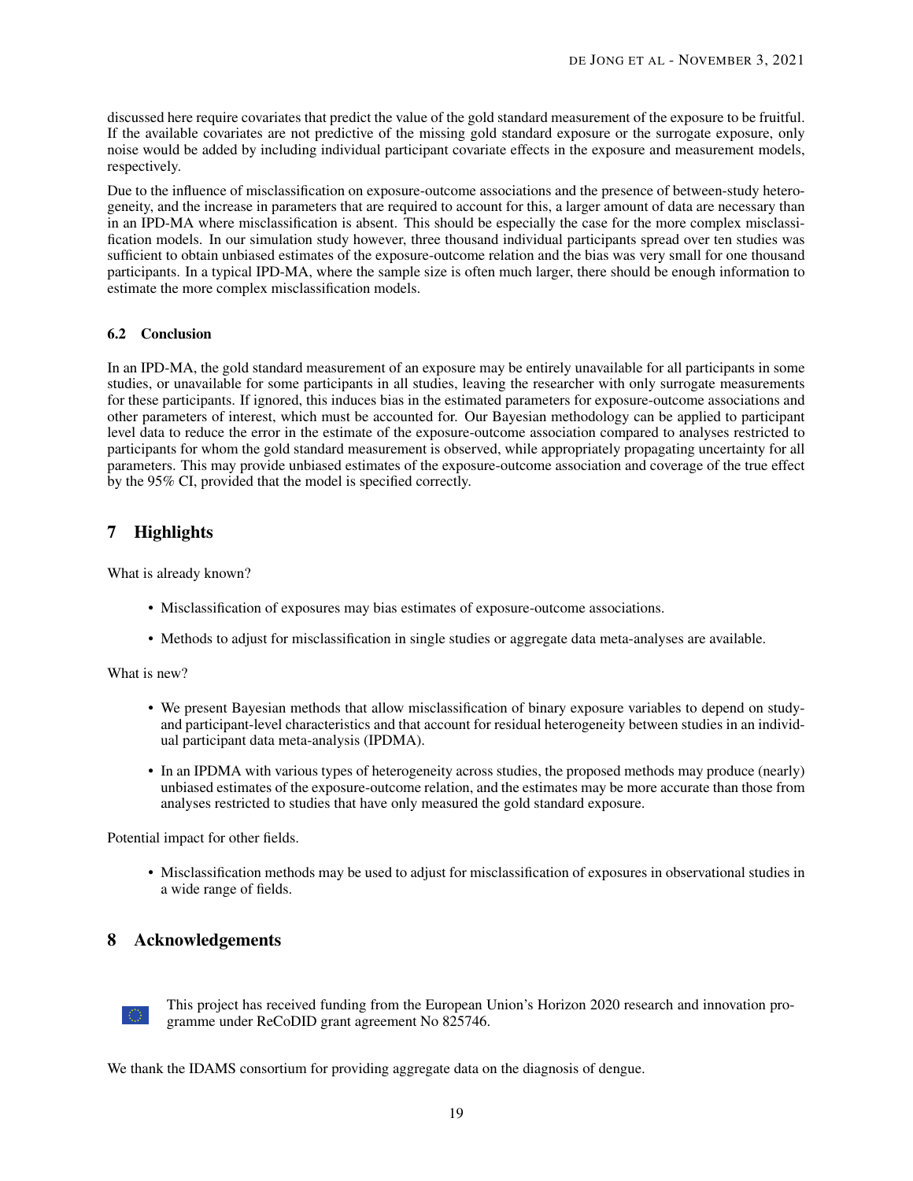discussed here require covariates that predict the value of the gold standard measurement of the exposure to be fruitful. If the available covariates are not predictive of the missing gold standard exposure or the surrogate exposure, only noise would be added by including individual participant covariate effects in the exposure and measurement models, respectively.

Due to the influence of misclassification on exposure-outcome associations and the presence of between-study heterogeneity, and the increase in parameters that are required to account for this, a larger amount of data are necessary than in an IPD-MA where misclassification is absent. This should be especially the case for the more complex misclassification models. In our simulation study however, three thousand individual participants spread over ten studies was sufficient to obtain unbiased estimates of the exposure-outcome relation and the bias was very small for one thousand participants. In a typical IPD-MA, where the sample size is often much larger, there should be enough information to estimate the more complex misclassification models.

### 6.2 Conclusion

In an IPD-MA, the gold standard measurement of an exposure may be entirely unavailable for all participants in some studies, or unavailable for some participants in all studies, leaving the researcher with only surrogate measurements for these participants. If ignored, this induces bias in the estimated parameters for exposure-outcome associations and other parameters of interest, which must be accounted for. Our Bayesian methodology can be applied to participant level data to reduce the error in the estimate of the exposure-outcome association compared to analyses restricted to participants for whom the gold standard measurement is observed, while appropriately propagating uncertainty for all parameters. This may provide unbiased estimates of the exposure-outcome association and coverage of the true effect by the 95% CI, provided that the model is specified correctly.

## 7 Highlights

What is already known?

- Misclassification of exposures may bias estimates of exposure-outcome associations.
- Methods to adjust for misclassification in single studies or aggregate data meta-analyses are available.

What is new?

- We present Bayesian methods that allow misclassification of binary exposure variables to depend on study- and participant-level characteristics and that account for residual heterogeneity between studies in an individual participant data meta-analysis (IPDMA).
- In an IPDMA with various types of heterogeneity across studies, the proposed methods may produce (nearly) unbiased estimates of the exposure-outcome relation, and the estimates may be more accurate than those from analyses restricted to studies that have only measured the gold standard exposure.

Potential impact for other fields.

- Misclassification methods may be used to adjust for misclassification of exposures in observational studies in a wide range of fields.

## 8 Acknowledgements

This project has received funding from the European Union's Horizon 2020 research and innovation programme under ReCoDID grant agreement No 825746.

We thank the IDAMS consortium for providing aggregate data on the diagnosis of dengue.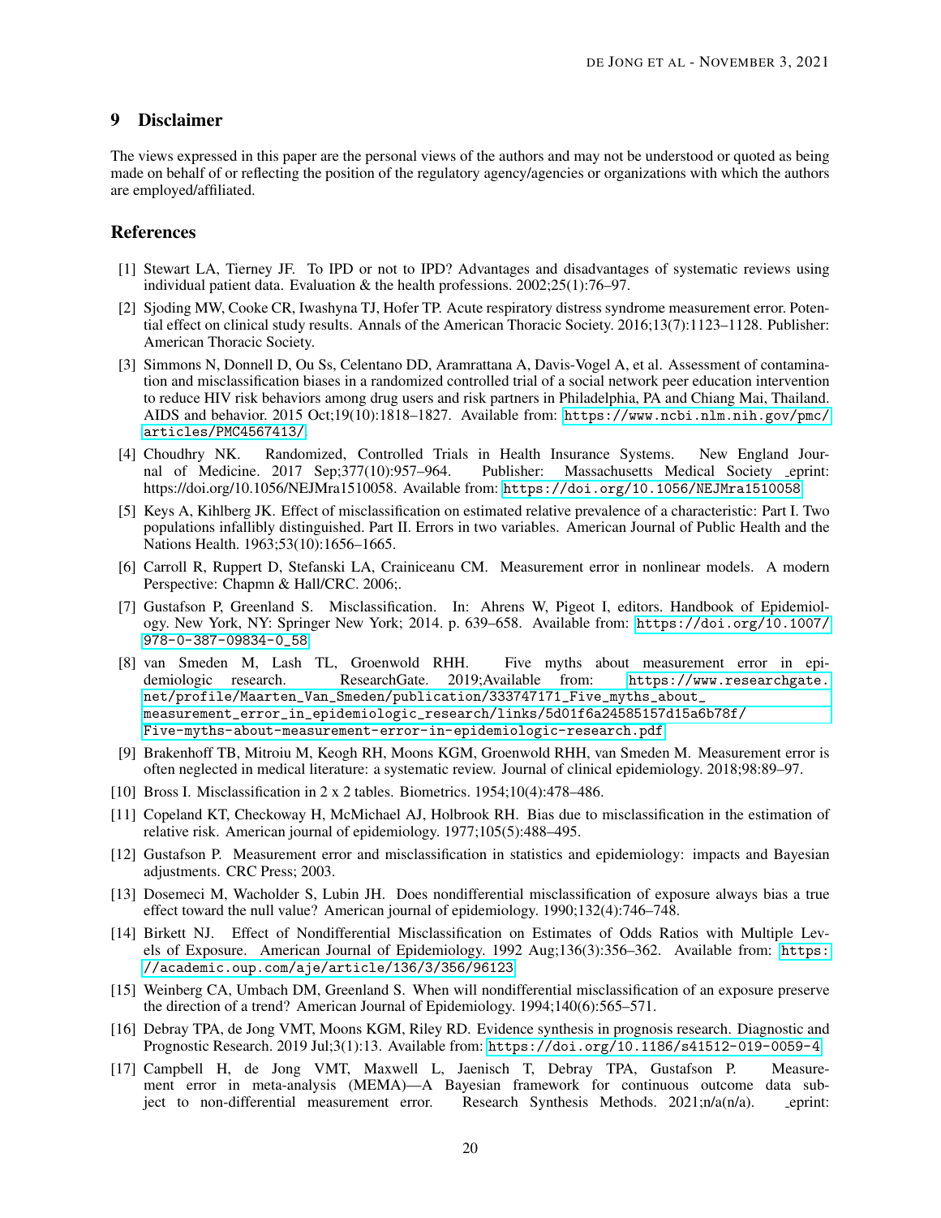## 9 Disclaimer

The views expressed in this paper are the personal views of the authors and may not be understood or quoted as being made on behalf of or reflecting the position of the regulatory agency/agencies or organizations with which the authors are employed/affiliated.

## References

[1] Stewart LA, Tierney JF. To IPD or not to IPD? Advantages and disadvantages of systematic reviews using individual patient data. Evaluation & the health professions. 2002;25(1):76–97.

[2] Sjoding MW, Cooke CR, Iwashyna TJ, Hofer TP. Acute respiratory distress syndrome measurement error. Potential effect on clinical study results. Annals of the American Thoracic Society. 2016;13(7):1123–1128. Publisher: American Thoracic Society.

[3] Simmons N, Donnell D, Ou Ss, Celentano DD, Aramrattana A, Davis-Vogel A, et al. Assessment of contamination and misclassification biases in a randomized controlled trial of a social network peer education intervention to reduce HIV risk behaviors among drug users and risk partners in Philadelphia, PA and Chiang Mai, Thailand. AIDS and behavior. 2015 Oct;19(10):1818–1827. Available from: https://www.ncbi.nlm.nih.gov/pmc/articles/PMC4567413/.

[4] Choudhry NK. Randomized, Controlled Trials in Health Insurance Systems. New England Journal of Medicine. 2017 Sep;377(10):957–964. Publisher: Massachusetts Medical Society _eprint: https://doi.org/10.1056/NEJMra1510058. Available from: https://doi.org/10.1056/NEJMra1510058.

[5] Keys A, Kihlberg JK. Effect of misclassification on estimated relative prevalence of a characteristic: Part I. Two populations infallibly distinguished. Part II. Errors in two variables. American Journal of Public Health and the Nations Health. 1963;53(10):1656–1665.

[6] Carroll R, Ruppert D, Stefanski LA, Crainiceanu CM. Measurement error in nonlinear models. A modern Perspective: Chapmn & Hall/CRC. 2006;.

[7] Gustafson P, Greenland S. Misclassification. In: Ahrens W, Pigeot I, editors. Handbook of Epidemiology. New York, NY: Springer New York; 2014. p. 639–658. Available from: https://doi.org/10.1007/978-0-387-09834-0_58.

[8] van Smeden M, Lash TL, Groenwold RHH. Five myths about measurement error in epidemiologic research. ResearchGate. 2019;Available from: https://www.researchgate.net/profile/Maarten_Van_Smeden/publication/333747171_Five_myths_about_measurement_error_in_epidemiologic_research/links/5d01f6a24585157d15a6b78f/Five-myths-about-measurement-error-in-epidemiologic-research.pdf.

[9] Brakenhoff TB, Mitroiu M, Keogh RH, Moons KGM, Groenwold RHH, van Smeden M. Measurement error is often neglected in medical literature: a systematic review. Journal of clinical epidemiology. 2018;98:89–97.

[10] Bross I. Misclassification in 2 x 2 tables. Biometrics. 1954;10(4):478–486.

[11] Copeland KT, Checkoway H, McMichael AJ, Holbrook RH. Bias due to misclassification in the estimation of relative risk. American journal of epidemiology. 1977;105(5):488–495.

[12] Gustafson P. Measurement error and misclassification in statistics and epidemiology: impacts and Bayesian adjustments. CRC Press; 2003.

[13] Dosemeci M, Wacholder S, Lubin JH. Does nondifferential misclassification of exposure always bias a true effect toward the null value? American journal of epidemiology. 1990;132(4):746–748.

[14] Birkett NJ. Effect of Nondifferential Misclassification on Estimates of Odds Ratios with Multiple Levels of Exposure. American Journal of Epidemiology. 1992 Aug;136(3):356–362. Available from: https://academic.oup.com/aje/article/136/3/356/96123.

[15] Weinberg CA, Umbach DM, Greenland S. When will nondifferential misclassification of an exposure preserve the direction of a trend? American Journal of Epidemiology. 1994;140(6):565–571.

[16] Debray TPA, de Jong VMT, Moons KGM, Riley RD. Evidence synthesis in prognosis research. Diagnostic and Prognostic Research. 2019 Jul;3(1):13. Available from: https://doi.org/10.1186/s41512-019-0059-4.

[17] Campbell H, de Jong VMT, Maxwell L, Jaenisch T, Debray TPA, Gustafson P. Measurement error in meta-analysis (MEMA)—A Bayesian framework for continuous outcome data subject to non-differential measurement error. Research Synthesis Methods. 2021;n/a(n/a). _eprint: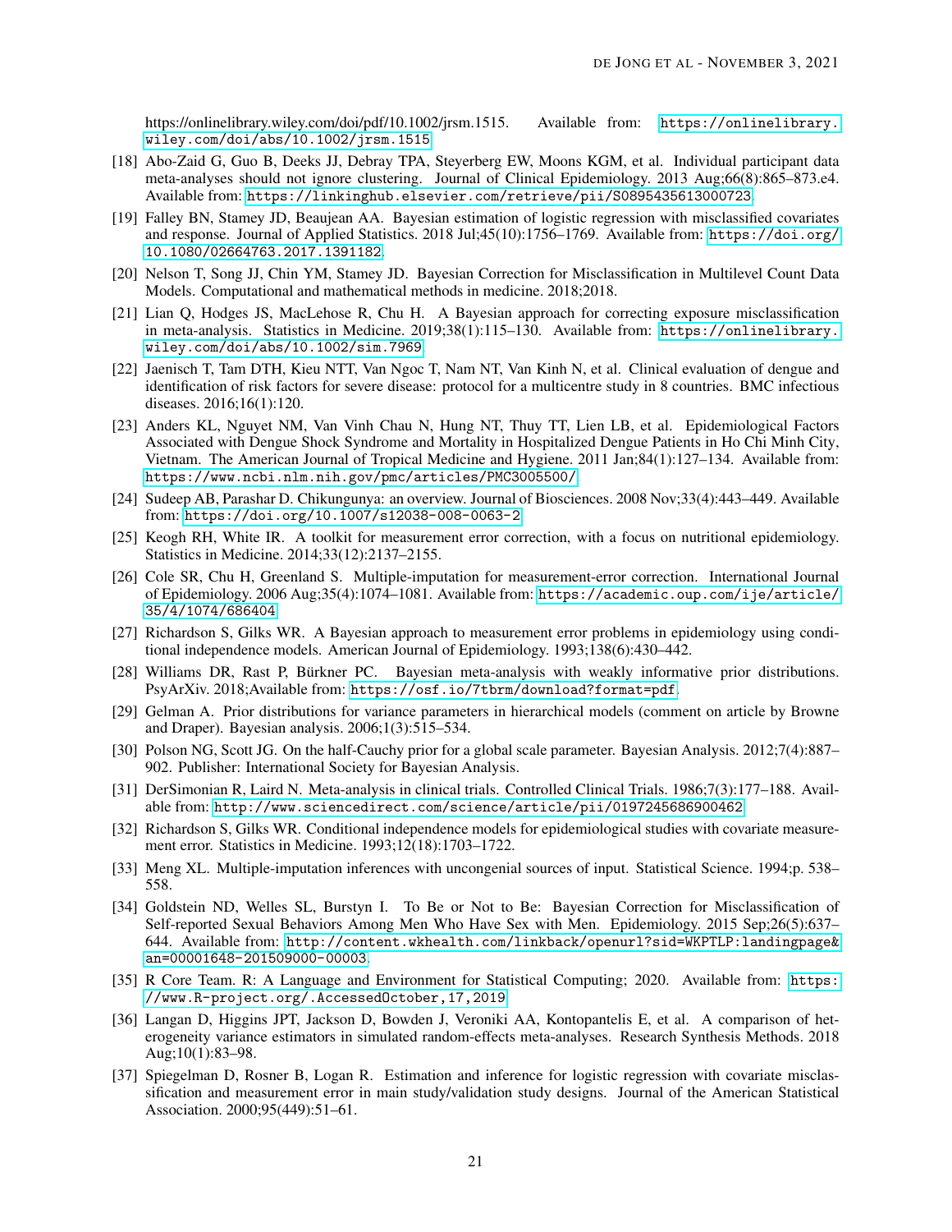https://onlinelibrary.wiley.com/doi/pdf/10.1002/jrsm.1515. Available from: https://onlinelibrary.wiley.com/doi/abs/10.1002/jrsm.1515.

[18] Abo-Zaid G, Guo B, Deeks JJ, Debray TPA, Steyerberg EW, Moons KGM, et al. Individual participant data meta-analyses should not ignore clustering. Journal of Clinical Epidemiology. 2013 Aug;66(8):865–873.e4. Available from: https://linkinghub.elsevier.com/retrieve/pii/S0895435613000723.

[19] Falley BN, Stamey JD, Beaujean AA. Bayesian estimation of logistic regression with misclassified covariates and response. Journal of Applied Statistics. 2018 Jul;45(10):1756–1769. Available from: https://doi.org/10.1080/02664763.2017.1391182.

[20] Nelson T, Song JJ, Chin YM, Stamey JD. Bayesian Correction for Misclassification in Multilevel Count Data Models. Computational and mathematical methods in medicine. 2018;2018.

[21] Lian Q, Hodges JS, MacLehose R, Chu H. A Bayesian approach for correcting exposure misclassification in meta-analysis. Statistics in Medicine. 2019;38(1):115–130. Available from: https://onlinelibrary.wiley.com/doi/abs/10.1002/sim.7969.

[22] Jaenisch T, Tam DTH, Kieu NTT, Van Ngoc T, Nam NT, Van Kinh N, et al. Clinical evaluation of dengue and identification of risk factors for severe disease: protocol for a multicentre study in 8 countries. BMC infectious diseases. 2016;16(1):120.

[23] Anders KL, Nguyet NM, Van Vinh Chau N, Hung NT, Thuy TT, Lien LB, et al. Epidemiological Factors Associated with Dengue Shock Syndrome and Mortality in Hospitalized Dengue Patients in Ho Chi Minh City, Vietnam. The American Journal of Tropical Medicine and Hygiene. 2011 Jan;84(1):127–134. Available from: https://www.ncbi.nlm.nih.gov/pmc/articles/PMC3005500/.

[24] Sudeep AB, Parashar D. Chikungunya: an overview. Journal of Biosciences. 2008 Nov;33(4):443–449. Available from: https://doi.org/10.1007/s12038-008-0063-2.

[25] Keogh RH, White IR. A toolkit for measurement error correction, with a focus on nutritional epidemiology. Statistics in Medicine. 2014;33(12):2137–2155.

[26] Cole SR, Chu H, Greenland S. Multiple-imputation for measurement-error correction. International Journal of Epidemiology. 2006 Aug;35(4):1074–1081. Available from: https://academic.oup.com/ije/article/35/4/1074/686404.

[27] Richardson S, Gilks WR. A Bayesian approach to measurement error problems in epidemiology using conditional independence models. American Journal of Epidemiology. 1993;138(6):430–442.

[28] Williams DR, Rast P, Bürkner PC. Bayesian meta-analysis with weakly informative prior distributions. PsyArXiv. 2018;Available from: https://osf.io/7tbrm/download?format=pdf.

[29] Gelman A. Prior distributions for variance parameters in hierarchical models (comment on article by Browne and Draper). Bayesian analysis. 2006;1(3):515–534.

[30] Polson NG, Scott JG. On the half-Cauchy prior for a global scale parameter. Bayesian Analysis. 2012;7(4):887–902. Publisher: International Society for Bayesian Analysis.

[31] DerSimonian R, Laird N. Meta-analysis in clinical trials. Controlled Clinical Trials. 1986;7(3):177–188. Available from: http://www.sciencedirect.com/science/article/pii/0197245686900462.

[32] Richardson S, Gilks WR. Conditional independence models for epidemiological studies with covariate measurement error. Statistics in Medicine. 1993;12(18):1703–1722.

[33] Meng XL. Multiple-imputation inferences with uncongenial sources of input. Statistical Science. 1994;p. 538–558.

[34] Goldstein ND, Welles SL, Burstyn I. To Be or Not to Be: Bayesian Correction for Misclassification of Self-reported Sexual Behaviors Among Men Who Have Sex with Men. Epidemiology. 2015 Sep;26(5):637–644. Available from: http://content.wkhealth.com/linkback/openurl?sid=WKPTLP:landingpage&an=00001648-201509000-00003.

[35] R Core Team. R: A Language and Environment for Statistical Computing; 2020. Available from: https://www.R-project.org/.AccessedOctober,17,2019.

[36] Langan D, Higgins JPT, Jackson D, Bowden J, Veroniki AA, Kontopantelis E, et al. A comparison of heterogeneity variance estimators in simulated random-effects meta-analyses. Research Synthesis Methods. 2018 Aug;10(1):83–98.

[37] Spiegelman D, Rosner B, Logan R. Estimation and inference for logistic regression with covariate misclassification and measurement error in main study/validation study designs. Journal of the American Statistical Association. 2000;95(449):51–61.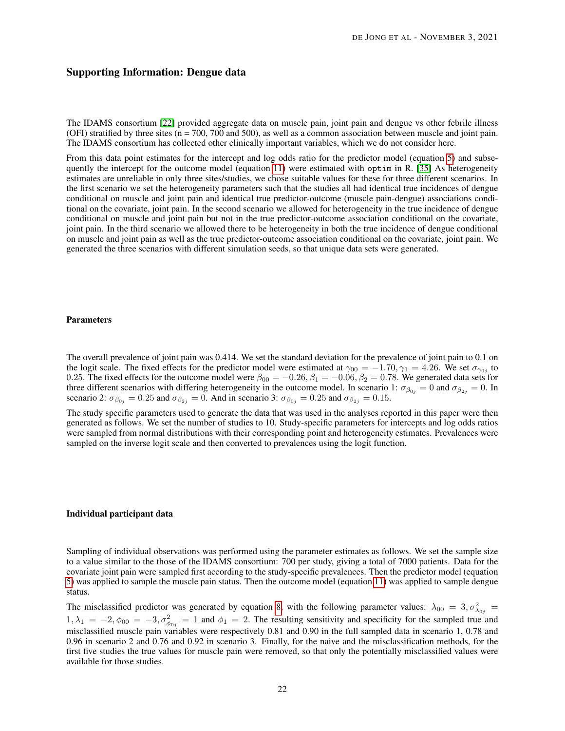## Supporting Information: Dengue data

The IDAMS consortium [22] provided aggregate data on muscle pain, joint pain and dengue vs other febrile illness (OFI) stratified by three sites (n = 700, 700 and 500), as well as a common association between muscle and joint pain. The IDAMS consortium has collected other clinically important variables, which we do not consider here.

From this data point estimates for the intercept and log odds ratio for the predictor model (equation 5) and subsequently the intercept for the outcome model (equation 11) were estimated with `optim` in R. [35] As heterogeneity estimates are unreliable in only three sites/studies, we chose suitable values for these for three different scenarios. In the first scenario we set the heterogeneity parameters such that the studies all had identical true incidences of dengue conditional on muscle and joint pain and identical true predictor-outcome (muscle pain-dengue) associations conditional on the covariate, joint pain. In the second scenario we allowed for heterogeneity in the true incidence of dengue conditional on muscle and joint pain but not in the true predictor-outcome association conditional on the covariate, joint pain. In the third scenario we allowed there to be heterogeneity in both the true incidence of dengue conditional on muscle and joint pain as well as the true predictor-outcome association conditional on the covariate, joint pain. We generated the three scenarios with different simulation seeds, so that unique data sets were generated.

### Parameters

The overall prevalence of joint pain was 0.414. We set the standard deviation for the prevalence of joint pain to 0.1 on the logit scale. The fixed effects for the predictor model were estimated at $\gamma_{00} = -1.70, \gamma_1 = 4.26$. We set $\sigma_{\gamma_{0j}}$ to 0.25. The fixed effects for the outcome model were $\beta_{00} = -0.26, \beta_1 = -0.06, \beta_2 = 0.78$. We generated data sets for three different scenarios with differing heterogeneity in the outcome model. In scenario 1: $\sigma_{\beta_{0j}} = 0$ and $\sigma_{\beta_{2j}} = 0$. In scenario 2: $\sigma_{\beta_{0j}} = 0.25$ and $\sigma_{\beta_{2j}} = 0$. And in scenario 3: $\sigma_{\beta_{0j}} = 0.25$ and $\sigma_{\beta_{2j}} = 0.15$.

The study specific parameters used to generate the data that was used in the analyses reported in this paper were then generated as follows. We set the number of studies to 10. Study-specific parameters for intercepts and log odds ratios were sampled from normal distributions with their corresponding point and heterogeneity estimates. Prevalences were sampled on the inverse logit scale and then converted to prevalences using the logit function.

### Individual participant data

Sampling of individual observations was performed using the parameter estimates as follows. We set the sample size to a value similar to the those of the IDAMS consortium: 700 per study, giving a total of 7000 patients. Data for the covariate joint pain were sampled first according to the study-specific prevalences. Then the predictor model (equation 5) was applied to sample the muscle pain status. Then the outcome model (equation 11) was applied to sample dengue status.

The misclassified predictor was generated by equation 8, with the following parameter values: $\lambda_{00} = 3, \sigma^2_{\lambda_{0j}} = 1, \lambda_1 = -2, \phi_{00} = -3, \sigma^2_{\phi_{0j}} = 1$ and $\phi_1 = 2$. The resulting sensitivity and specificity for the sampled true and misclassified muscle pain variables were respectively 0.81 and 0.90 in the full sampled data in scenario 1, 0.78 and 0.96 in scenario 2 and 0.76 and 0.92 in scenario 3. Finally, for the naive and the misclassification methods, for the first five studies the true values for muscle pain were removed, so that only the potentially misclassified values were available for those studies.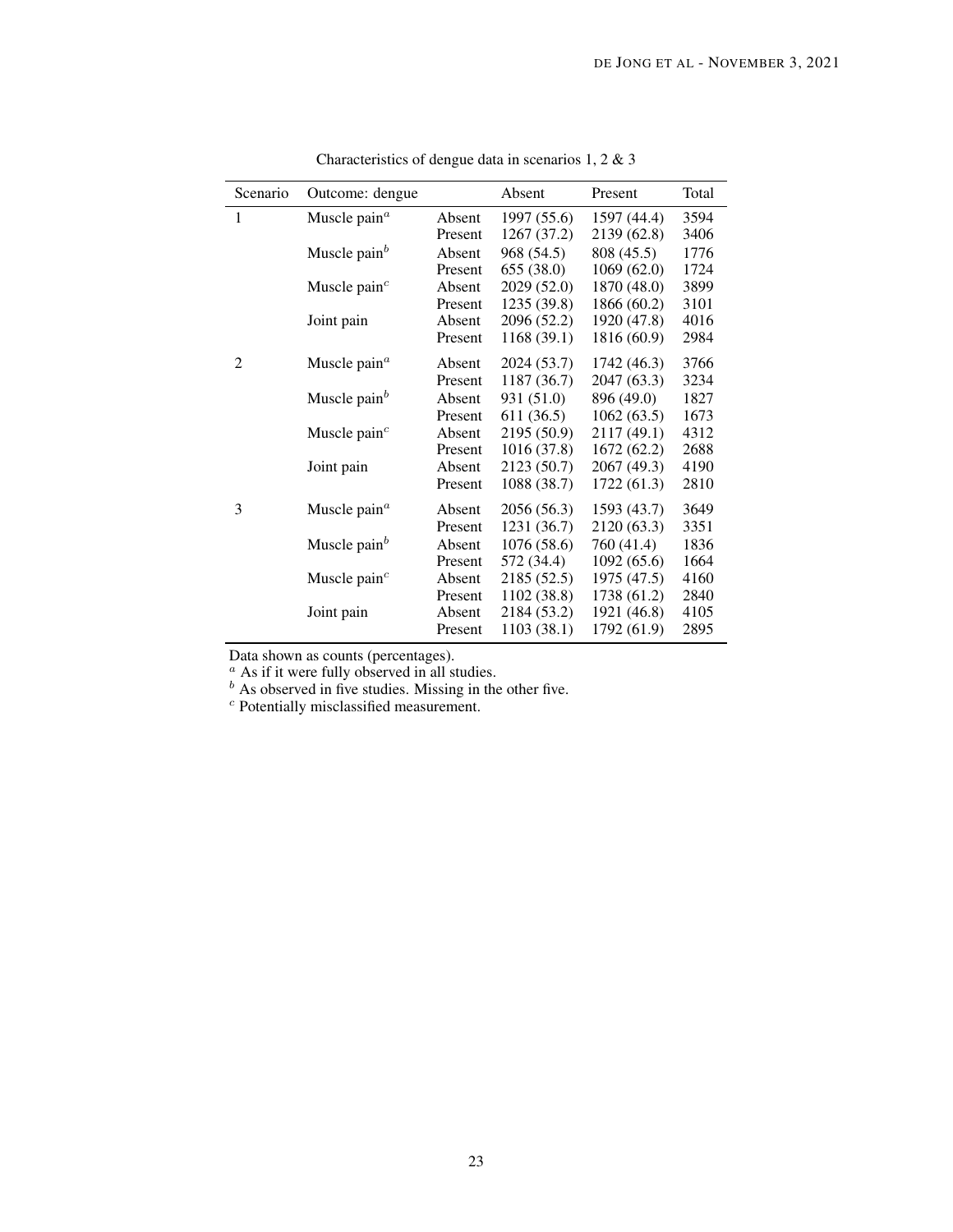Characteristics of dengue data in scenarios 1, 2 & 3

| Scenario | Outcome: dengue | | Absent | Present | Total |
| --- | --- | --- | --- | --- | --- |
| 1 | Muscle pain[a] | Absent | 1997 (55.6) | 1597 (44.4) | 3594 |
| | | Present | 1267 (37.2) | 2139 (62.8) | 3406 |
| | Muscle pain[b] | Absent | 968 (54.5) | 808 (45.5) | 1776 |
| | | Present | 655 (38.0) | 1069 (62.0) | 1724 |
| | Muscle pain[c] | Absent | 2029 (52.0) | 1870 (48.0) | 3899 |
| | | Present | 1235 (39.8) | 1866 (60.2) | 3101 |
| | Joint pain | Absent | 2096 (52.2) | 1920 (47.8) | 4016 |
| | | Present | 1168 (39.1) | 1816 (60.9) | 2984 |
| 2 | Muscle pain[a] | Absent | 2024 (53.7) | 1742 (46.3) | 3766 |
| | | Present | 1187 (36.7) | 2047 (63.3) | 3234 |
| | Muscle pain[b] | Absent | 931 (51.0) | 896 (49.0) | 1827 |
| | | Present | 611 (36.5) | 1062 (63.5) | 1673 |
| | Muscle pain[c] | Absent | 2195 (50.9) | 2117 (49.1) | 4312 |
| | | Present | 1016 (37.8) | 1672 (62.2) | 2688 |
| | Joint pain | Absent | 2123 (50.7) | 2067 (49.3) | 4190 |
| | | Present | 1088 (38.7) | 1722 (61.3) | 2810 |
| 3 | Muscle pain[a] | Absent | 2056 (56.3) | 1593 (43.7) | 3649 |
| | | Present | 1231 (36.7) | 2120 (63.3) | 3351 |
| | Muscle pain[b] | Absent | 1076 (58.6) | 760 (41.4) | 1836 |
| | | Present | 572 (34.4) | 1092 (65.6) | 1664 |
| | Muscle pain[c] | Absent | 2185 (52.5) | 1975 (47.5) | 4160 |
| | | Present | 1102 (38.8) | 1738 (61.2) | 2840 |
| | Joint pain | Absent | 2184 (53.2) | 1921 (46.8) | 4105 |
| | | Present | 1103 (38.1) | 1792 (61.9) | 2895 |

Data shown as counts (percentages).
[a] As if it were fully observed in all studies.
[b] As observed in five studies. Missing in the other five.
[c] Potentially misclassified measurement.